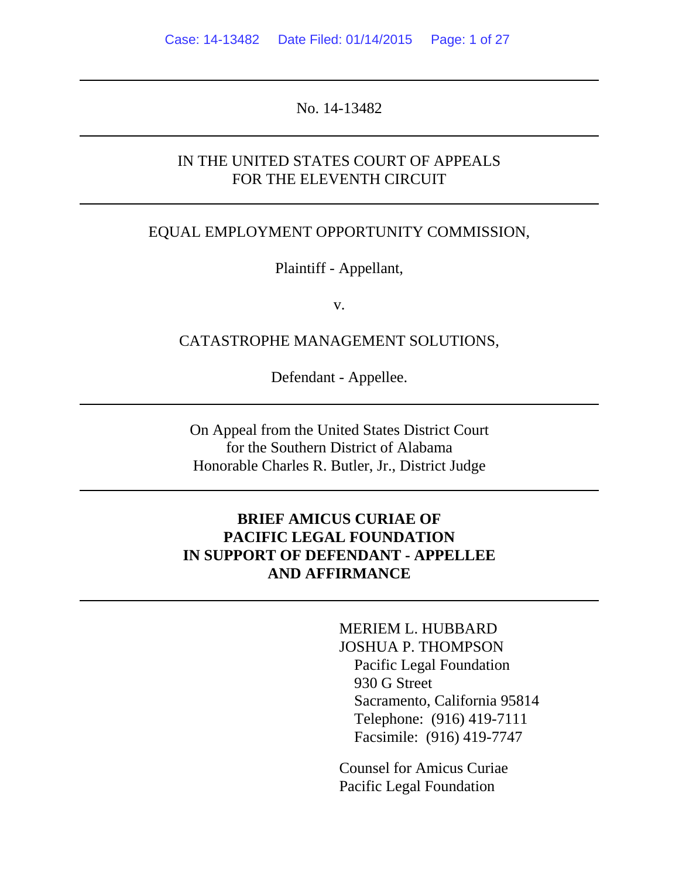No. 14-13482

IN THE UNITED STATES COURT OF APPEALS
FOR THE ELEVENTH CIRCUIT

EQUAL EMPLOYMENT OPPORTUNITY COMMISSION,

Plaintiff - Appellant,

v.

CATASTROPHE MANAGEMENT SOLUTIONS,

Defendant - Appellee.

On Appeal from the United States District Court
for the Southern District of Alabama
Honorable Charles R. Butler, Jr., District Judge

**BRIEF AMICUS CURIAE OF
PACIFIC LEGAL FOUNDATION
IN SUPPORT OF DEFENDANT - APPELLEE
AND AFFIRMANCE**

MERIEM L. HUBBARD
JOSHUA P. THOMPSON
Pacific Legal Foundation
930 G Street
Sacramento, California 95814
Telephone: (916) 419-7111
Facsimile: (916) 419-7747

Counsel for Amicus Curiae
Pacific Legal Foundation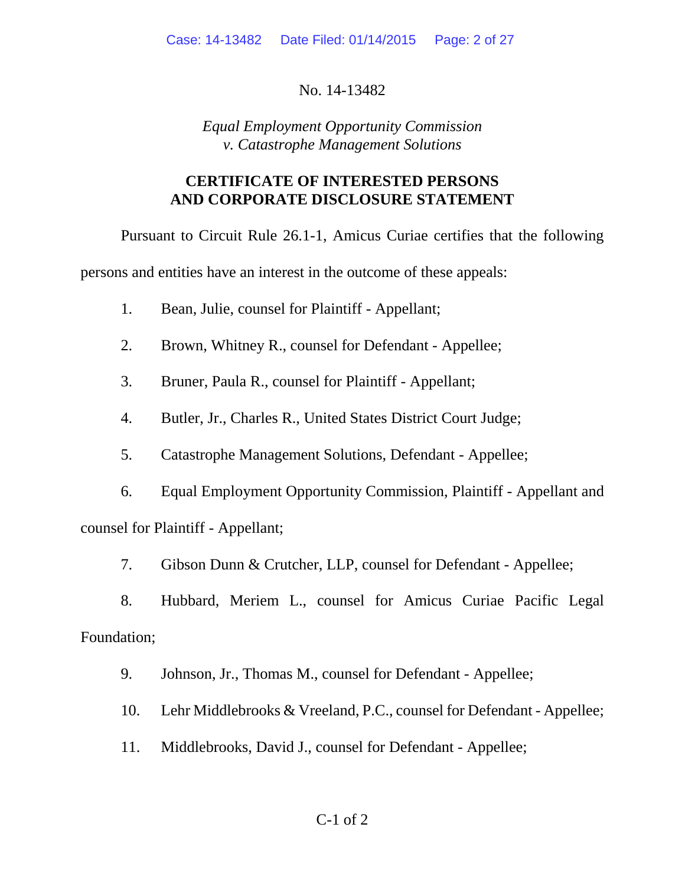No. 14-13482

*Equal Employment Opportunity Commission*
*v. Catastrophe Management Solutions*

**CERTIFICATE OF INTERESTED PERSONS AND CORPORATE DISCLOSURE STATEMENT**

Pursuant to Circuit Rule 26.1-1, Amicus Curiae certifies that the following persons and entities have an interest in the outcome of these appeals:

1. Bean, Julie, counsel for Plaintiff - Appellant;
2. Brown, Whitney R., counsel for Defendant - Appellee;
3. Bruner, Paula R., counsel for Plaintiff - Appellant;
4. Butler, Jr., Charles R., United States District Court Judge;
5. Catastrophe Management Solutions, Defendant - Appellee;
6. Equal Employment Opportunity Commission, Plaintiff - Appellant and counsel for Plaintiff - Appellant;
7. Gibson Dunn & Crutcher, LLP, counsel for Defendant - Appellee;
8. Hubbard, Meriem L., counsel for Amicus Curiae Pacific Legal Foundation;
9. Johnson, Jr., Thomas M., counsel for Defendant - Appellee;
10. Lehr Middlebrooks & Vreeland, P.C., counsel for Defendant - Appellee;
11. Middlebrooks, David J., counsel for Defendant - Appellee;

C-1 of 2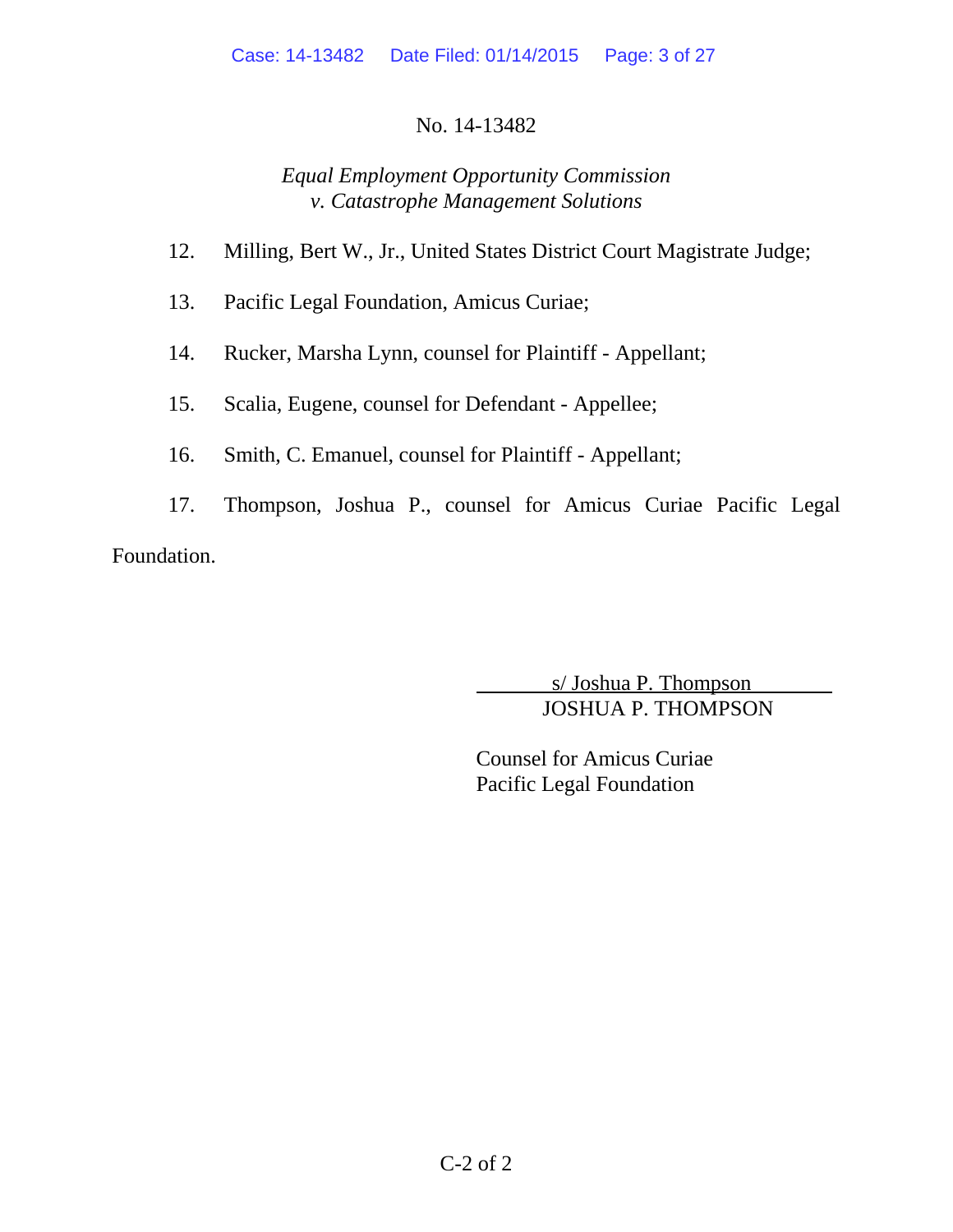No. 14-13482

*Equal Employment Opportunity Commission*
*v. Catastrophe Management Solutions*

12. Milling, Bert W., Jr., United States District Court Magistrate Judge;

13. Pacific Legal Foundation, Amicus Curiae;

14. Rucker, Marsha Lynn, counsel for Plaintiff - Appellant;

15. Scalia, Eugene, counsel for Defendant - Appellee;

16. Smith, C. Emanuel, counsel for Plaintiff - Appellant;

17. Thompson, Joshua P., counsel for Amicus Curiae Pacific Legal Foundation.

s/ Joshua P. Thompson
JOSHUA P. THOMPSON

Counsel for Amicus Curiae
Pacific Legal Foundation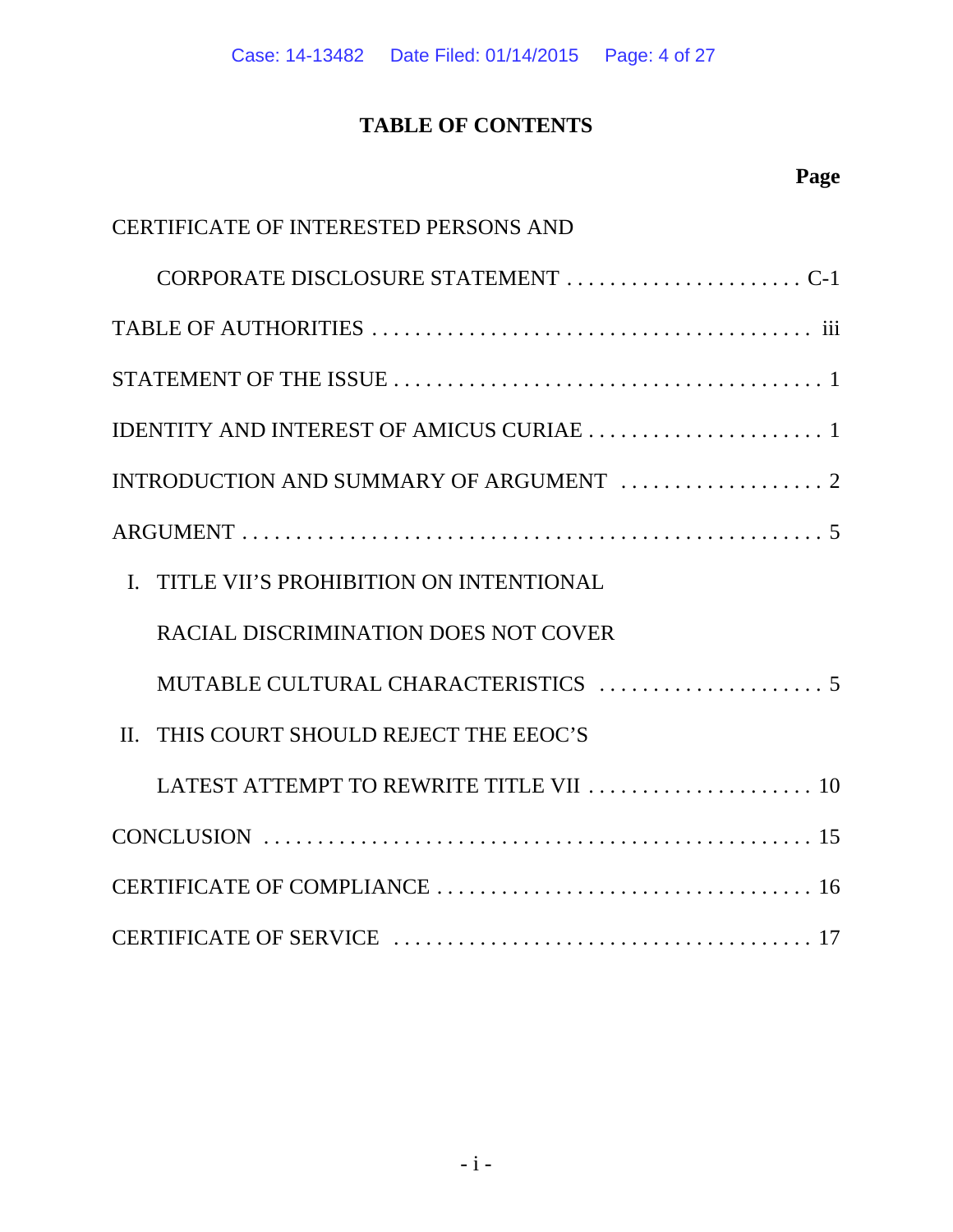# TABLE OF CONTENTS

| | Page |
|---|---|
| CERTIFICATE OF INTERESTED PERSONS AND CORPORATE DISCLOSURE STATEMENT | C-1 |
| TABLE OF AUTHORITIES | iii |
| STATEMENT OF THE ISSUE | 1 |
| IDENTITY AND INTEREST OF AMICUS CURIAE | 1 |
| INTRODUCTION AND SUMMARY OF ARGUMENT | 2 |
| ARGUMENT | 5 |
| I. TITLE VII'S PROHIBITION ON INTENTIONAL RACIAL DISCRIMINATION DOES NOT COVER MUTABLE CULTURAL CHARACTERISTICS | 5 |
| II. THIS COURT SHOULD REJECT THE EEOC'S LATEST ATTEMPT TO REWRITE TITLE VII | 10 |
| CONCLUSION | 15 |
| CERTIFICATE OF COMPLIANCE | 16 |
| CERTIFICATE OF SERVICE | 17 |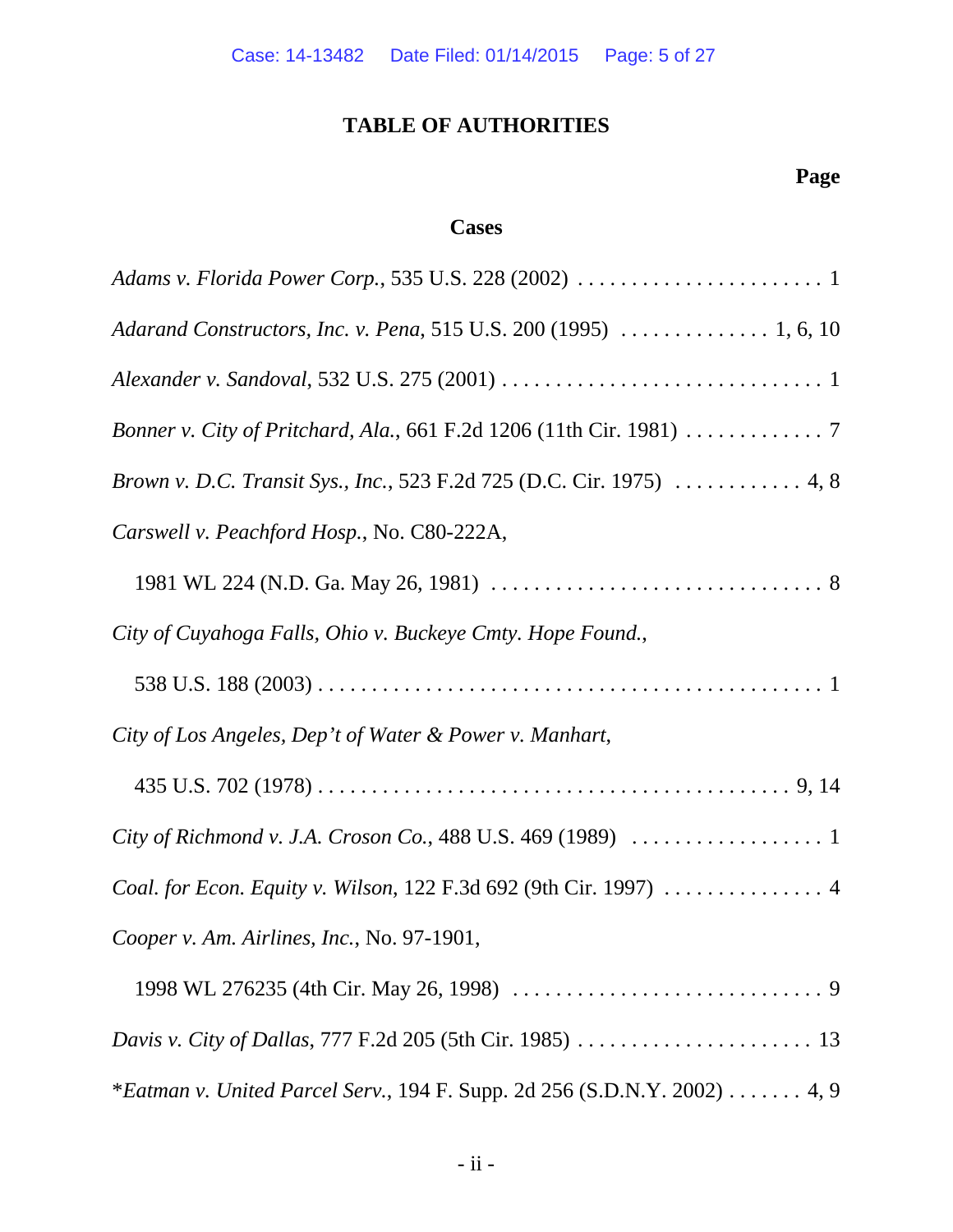# TABLE OF AUTHORITIES

**Page**

## Cases

*Adams v. Florida Power Corp.*, 535 U.S. 228 (2002) . . . . . . . . . . . . . . . . . . . . . . . 1

*Adarand Constructors, Inc. v. Pena*, 515 U.S. 200 (1995) . . . . . . . . . . . . . . 1, 6, 10

*Alexander v. Sandoval*, 532 U.S. 275 (2001) . . . . . . . . . . . . . . . . . . . . . . . . . . . . . 1

*Bonner v. City of Pritchard, Ala.*, 661 F.2d 1206 (11th Cir. 1981) . . . . . . . . . . . . . 7

*Brown v. D.C. Transit Sys., Inc.*, 523 F.2d 725 (D.C. Cir. 1975) . . . . . . . . . . . . 4, 8

*Carswell v. Peachford Hosp.*, No. C80-222A,
1981 WL 224 (N.D. Ga. May 26, 1981) . . . . . . . . . . . . . . . . . . . . . . . . . . . . . . . 8

*City of Cuyahoga Falls, Ohio v. Buckeye Cmty. Hope Found.*,
538 U.S. 188 (2003) . . . . . . . . . . . . . . . . . . . . . . . . . . . . . . . . . . . . . . . . . . . . . 1

*City of Los Angeles, Dep't of Water & Power v. Manhart*,
435 U.S. 702 (1978) . . . . . . . . . . . . . . . . . . . . . . . . . . . . . . . . . . . . . . . . . . 9, 14

*City of Richmond v. J.A. Croson Co.*, 488 U.S. 469 (1989) . . . . . . . . . . . . . . . . . . 1

*Coal. for Econ. Equity v. Wilson*, 122 F.3d 692 (9th Cir. 1997) . . . . . . . . . . . . . . . 4

*Cooper v. Am. Airlines, Inc.*, No. 97-1901,
1998 WL 276235 (4th Cir. May 26, 1998) . . . . . . . . . . . . . . . . . . . . . . . . . . . . . 9

*Davis v. City of Dallas*, 777 F.2d 205 (5th Cir. 1985) . . . . . . . . . . . . . . . . . . . . . . 13

*\*Eatman v. United Parcel Serv.*, 194 F. Supp. 2d 256 (S.D.N.Y. 2002) . . . . . . . 4, 9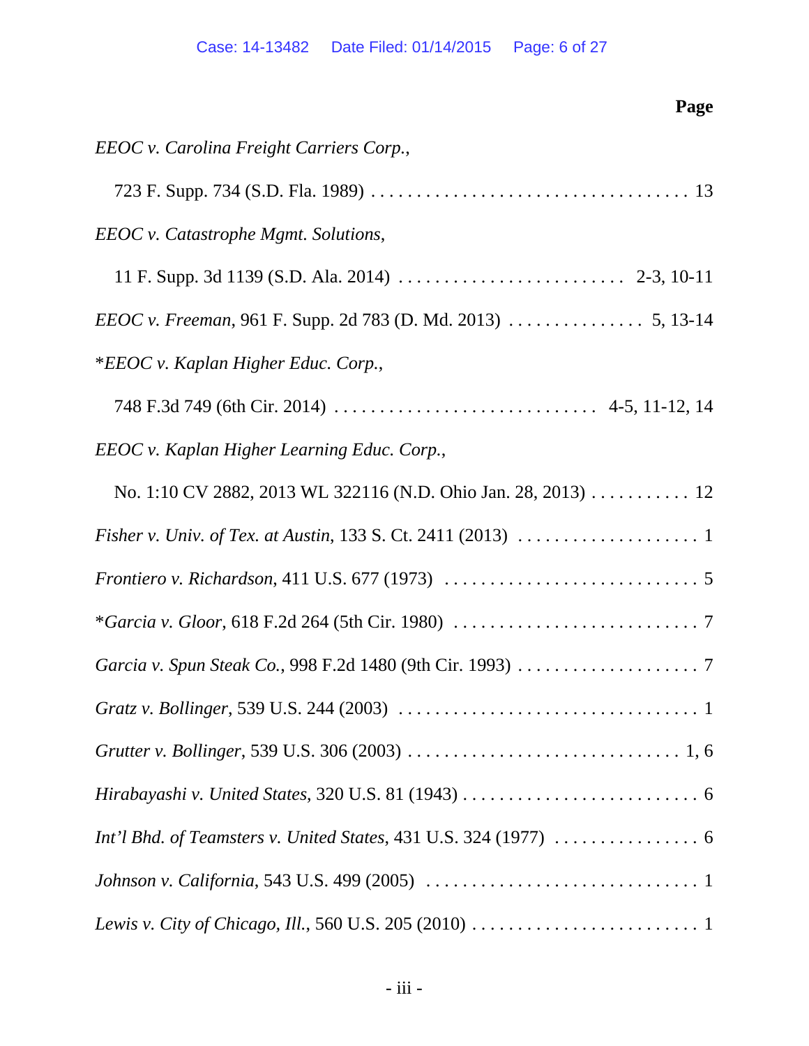**Page**

*EEOC v. Carolina Freight Carriers Corp.*,

723 F. Supp. 734 (S.D. Fla. 1989) . . . . . . . . . . . . . . . . . . . . . . . . . . . . . . . . . . . 13

*EEOC v. Catastrophe Mgmt. Solutions*,

11 F. Supp. 3d 1139 (S.D. Ala. 2014) . . . . . . . . . . . . . . . . . . . . . . . . . 2-3, 10-11

*EEOC v. Freeman*, 961 F. Supp. 2d 783 (D. Md. 2013) . . . . . . . . . . . . . . . 5, 13-14

\**EEOC v. Kaplan Higher Educ. Corp.*,

748 F.3d 749 (6th Cir. 2014) . . . . . . . . . . . . . . . . . . . . . . . . . . . . 4-5, 11-12, 14

*EEOC v. Kaplan Higher Learning Educ. Corp.*,

No. 1:10 CV 2882, 2013 WL 322116 (N.D. Ohio Jan. 28, 2013) . . . . . . . . . . . 12

*Fisher v. Univ. of Tex. at Austin*, 133 S. Ct. 2411 (2013) . . . . . . . . . . . . . . . . . . . . 1

*Frontiero v. Richardson*, 411 U.S. 677 (1973) . . . . . . . . . . . . . . . . . . . . . . . . . . . 5

\**Garcia v. Gloor*, 618 F.2d 264 (5th Cir. 1980) . . . . . . . . . . . . . . . . . . . . . . . . . . . 7

*Garcia v. Spun Steak Co.*, 998 F.2d 1480 (9th Cir. 1993) . . . . . . . . . . . . . . . . . . . . 7

*Gratz v. Bollinger*, 539 U.S. 244 (2003) . . . . . . . . . . . . . . . . . . . . . . . . . . . . . . . . 1

*Grutter v. Bollinger*, 539 U.S. 306 (2003) . . . . . . . . . . . . . . . . . . . . . . . . . . . . . 1, 6

*Hirabayashi v. United States*, 320 U.S. 81 (1943) . . . . . . . . . . . . . . . . . . . . . . . . . 6

*Int'l Bhd. of Teamsters v. United States*, 431 U.S. 324 (1977) . . . . . . . . . . . . . . . . 6

*Johnson v. California*, 543 U.S. 499 (2005) . . . . . . . . . . . . . . . . . . . . . . . . . . . . . . 1

*Lewis v. City of Chicago, Ill.*, 560 U.S. 205 (2010) . . . . . . . . . . . . . . . . . . . . . . . . . 1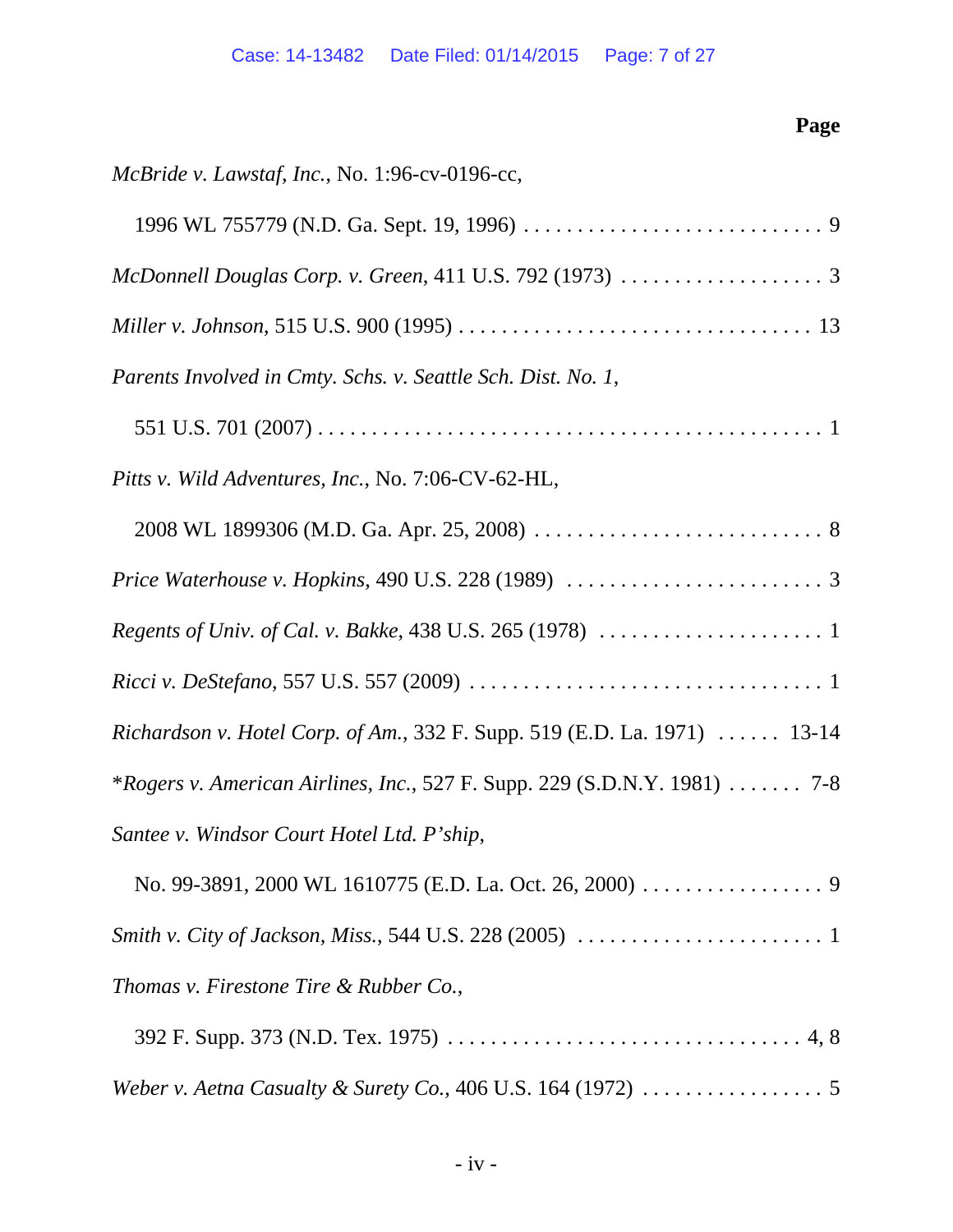**Page**

*McBride v. Lawstaf, Inc.*, No. 1:96-cv-0196-cc,

1996 WL 755779 (N.D. Ga. Sept. 19, 1996) . . . . . . . . . . . . . . . . . . . . . . . . . . . . 9

*McDonnell Douglas Corp. v. Green*, 411 U.S. 792 (1973) . . . . . . . . . . . . . . . . . . . 3

*Miller v. Johnson*, 515 U.S. 900 (1995) . . . . . . . . . . . . . . . . . . . . . . . . . . . . . . . . 13

*Parents Involved in Cmty. Schs. v. Seattle Sch. Dist. No. 1*,

551 U.S. 701 (2007) . . . . . . . . . . . . . . . . . . . . . . . . . . . . . . . . . . . . . . . . . . . . . 1

*Pitts v. Wild Adventures, Inc.*, No. 7:06-CV-62-HL,

2008 WL 1899306 (M.D. Ga. Apr. 25, 2008) . . . . . . . . . . . . . . . . . . . . . . . . . . . 8

*Price Waterhouse v. Hopkins*, 490 U.S. 228 (1989) . . . . . . . . . . . . . . . . . . . . . . . . 3

*Regents of Univ. of Cal. v. Bakke*, 438 U.S. 265 (1978) . . . . . . . . . . . . . . . . . . . . . 1

*Ricci v. DeStefano*, 557 U.S. 557 (2009) . . . . . . . . . . . . . . . . . . . . . . . . . . . . . . . . 1

*Richardson v. Hotel Corp. of Am.*, 332 F. Supp. 519 (E.D. La. 1971) . . . . . . 13-14

\**Rogers v. American Airlines, Inc.*, 527 F. Supp. 229 (S.D.N.Y. 1981) . . . . . . . 7-8

*Santee v. Windsor Court Hotel Ltd. P'ship*,

No. 99-3891, 2000 WL 1610775 (E.D. La. Oct. 26, 2000) . . . . . . . . . . . . . . . . . 9

*Smith v. City of Jackson, Miss.*, 544 U.S. 228 (2005) . . . . . . . . . . . . . . . . . . . . . . . 1

*Thomas v. Firestone Tire & Rubber Co.*,

392 F. Supp. 373 (N.D. Tex. 1975) . . . . . . . . . . . . . . . . . . . . . . . . . . . . . . . . 4, 8

*Weber v. Aetna Casualty & Surety Co.*, 406 U.S. 164 (1972) . . . . . . . . . . . . . . . . . 5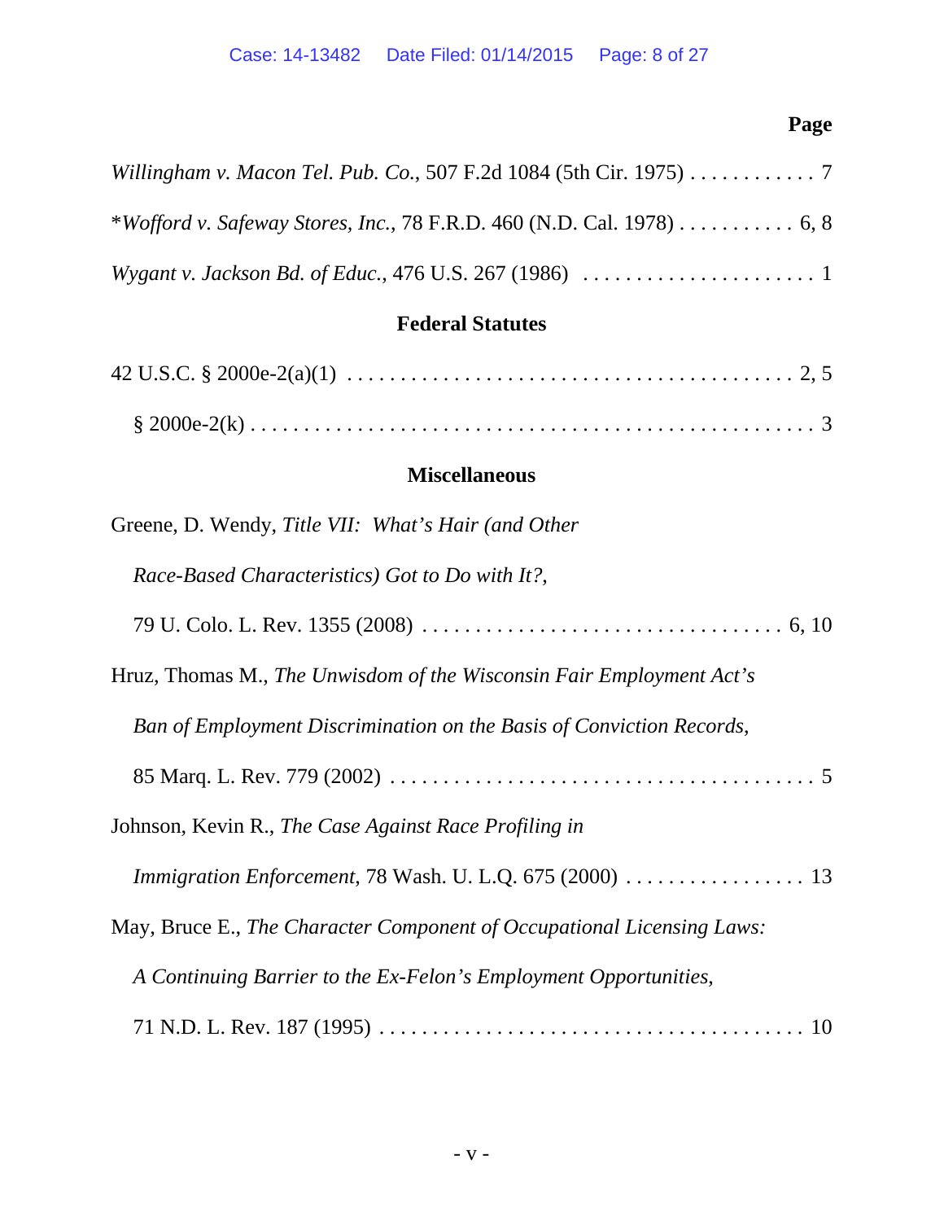**Page**

*Willingham v. Macon Tel. Pub. Co.*, 507 F.2d 1084 (5th Cir. 1975) . . . . . . . . . . . . 7

**Wofford v. Safeway Stores, Inc.*, 78 F.R.D. 460 (N.D. Cal. 1978) . . . . . . . . . . . 6, 8

*Wygant v. Jackson Bd. of Educ.*, 476 U.S. 267 (1986) . . . . . . . . . . . . . . . . . . . . . . . 1

**Federal Statutes**

42 U.S.C. § 2000e-2(a)(1) . . . . . . . . . . . . . . . . . . . . . . . . . . . . . . . . . . . . . . . . . 2, 5

§ 2000e-2(k) . . . . . . . . . . . . . . . . . . . . . . . . . . . . . . . . . . . . . . . . . . . . . . . . . . . 3

**Miscellaneous**

Greene, D. Wendy, *Title VII: What's Hair (and Other Race-Based Characteristics) Got to Do with It?*, 79 U. Colo. L. Rev. 1355 (2008) . . . . . . . . . . . . . . . . . . . . . . . . . . . . . . . . . 6, 10

Hruz, Thomas M., *The Unwisdom of the Wisconsin Fair Employment Act's Ban of Employment Discrimination on the Basis of Conviction Records*, 85 Marq. L. Rev. 779 (2002) . . . . . . . . . . . . . . . . . . . . . . . . . . . . . . . . . . . . . . . . . 5

Johnson, Kevin R., *The Case Against Race Profiling in Immigration Enforcement*, 78 Wash. U. L.Q. 675 (2000) . . . . . . . . . . . . . . . . . 13

May, Bruce E., *The Character Component of Occupational Licensing Laws: A Continuing Barrier to the Ex-Felon's Employment Opportunities*, 71 N.D. L. Rev. 187 (1995) . . . . . . . . . . . . . . . . . . . . . . . . . . . . . . . . . . . . . . . . 10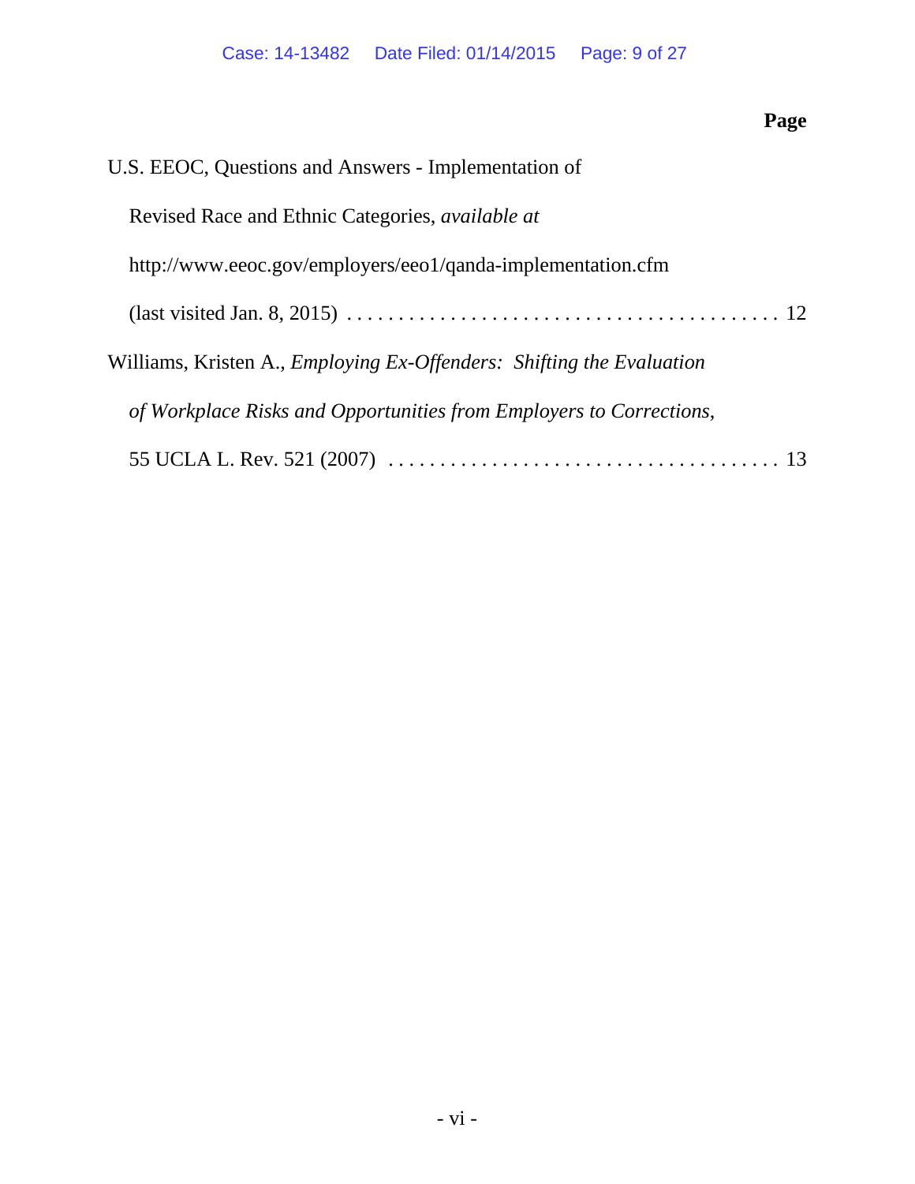**Page**

U.S. EEOC, Questions and Answers - Implementation of Revised Race and Ethnic Categories, *available at* http://www.eeoc.gov/employers/eeo1/qanda-implementation.cfm (last visited Jan. 8, 2015) . . . . . . . . . . . . . . . . . . . . . . . . . . . . . . . . . . . . . . . . . 12

Williams, Kristen A., *Employing Ex-Offenders: Shifting the Evaluation of Workplace Risks and Opportunities from Employers to Corrections*, 55 UCLA L. Rev. 521 (2007) . . . . . . . . . . . . . . . . . . . . . . . . . . . . . . . . . . . . 13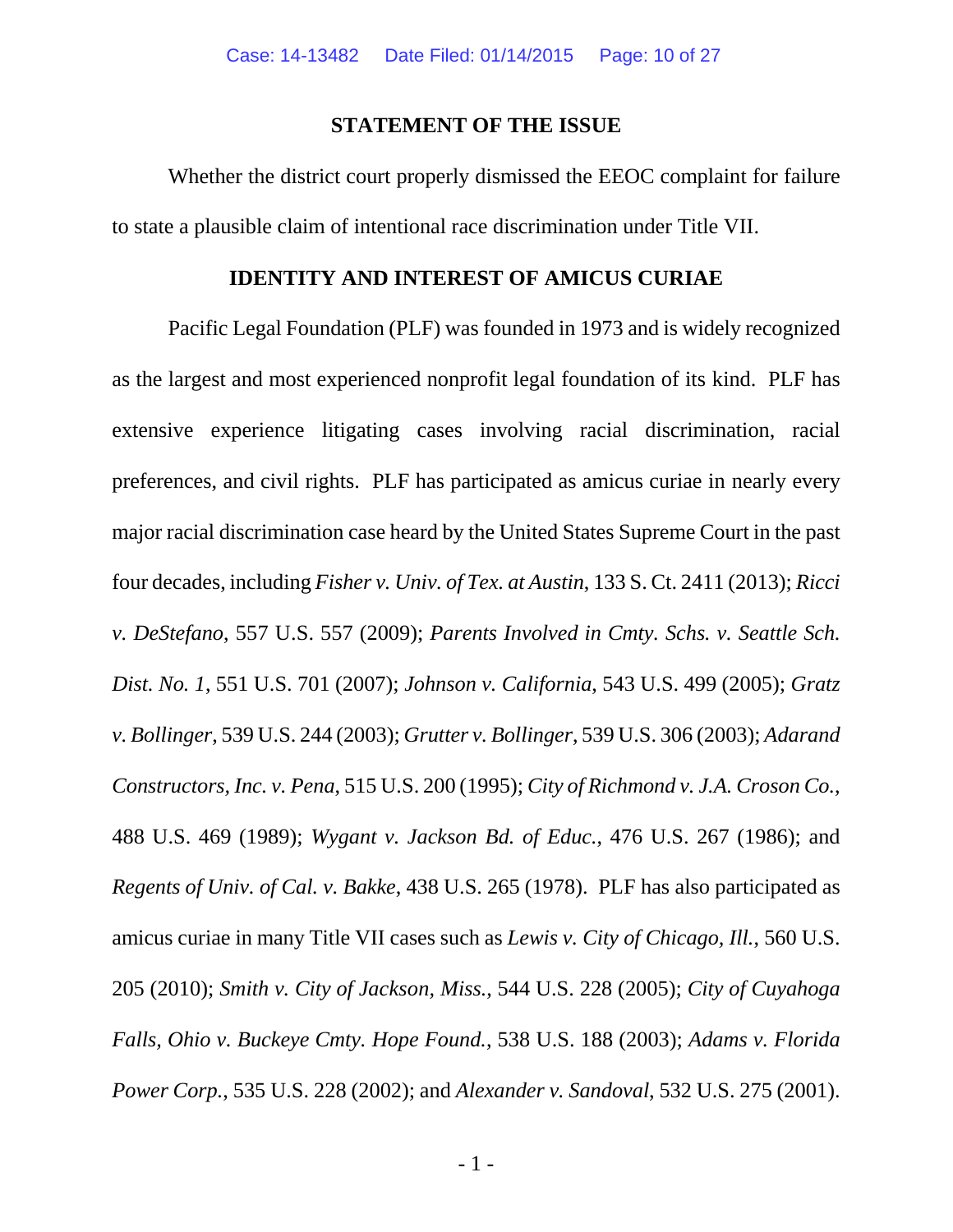## STATEMENT OF THE ISSUE

Whether the district court properly dismissed the EEOC complaint for failure to state a plausible claim of intentional race discrimination under Title VII.

## IDENTITY AND INTEREST OF AMICUS CURIAE

Pacific Legal Foundation (PLF) was founded in 1973 and is widely recognized as the largest and most experienced nonprofit legal foundation of its kind. PLF has extensive experience litigating cases involving racial discrimination, racial preferences, and civil rights. PLF has participated as amicus curiae in nearly every major racial discrimination case heard by the United States Supreme Court in the past four decades, including *Fisher v. Univ. of Tex. at Austin*, 133 S. Ct. 2411 (2013); *Ricci v. DeStefano*, 557 U.S. 557 (2009); *Parents Involved in Cmty. Schs. v. Seattle Sch. Dist. No. 1*, 551 U.S. 701 (2007); *Johnson v. California*, 543 U.S. 499 (2005); *Gratz v. Bollinger*, 539 U.S. 244 (2003); *Grutter v. Bollinger*, 539 U.S. 306 (2003); *Adarand Constructors, Inc. v. Pena*, 515 U.S. 200 (1995); *City of Richmond v. J.A. Croson Co.*, 488 U.S. 469 (1989); *Wygant v. Jackson Bd. of Educ.*, 476 U.S. 267 (1986); and *Regents of Univ. of Cal. v. Bakke*, 438 U.S. 265 (1978). PLF has also participated as amicus curiae in many Title VII cases such as *Lewis v. City of Chicago, Ill.*, 560 U.S. 205 (2010); *Smith v. City of Jackson, Miss.*, 544 U.S. 228 (2005); *City of Cuyahoga Falls, Ohio v. Buckeye Cmty. Hope Found.*, 538 U.S. 188 (2003); *Adams v. Florida Power Corp.*, 535 U.S. 228 (2002); and *Alexander v. Sandoval*, 532 U.S. 275 (2001).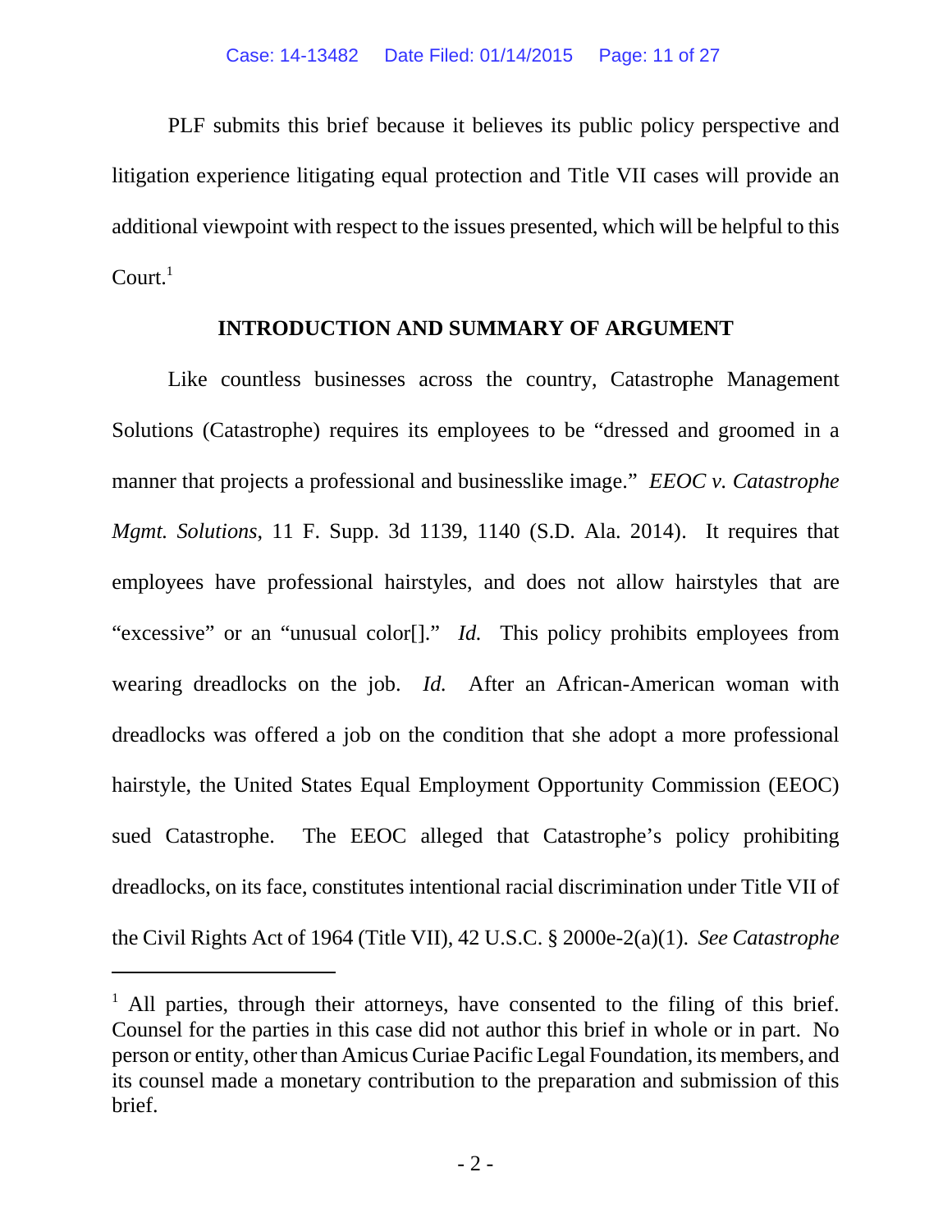PLF submits this brief because it believes its public policy perspective and litigation experience litigating equal protection and Title VII cases will provide an additional viewpoint with respect to the issues presented, which will be helpful to this Court.[1]

## INTRODUCTION AND SUMMARY OF ARGUMENT

Like countless businesses across the country, Catastrophe Management Solutions (Catastrophe) requires its employees to be "dressed and groomed in a manner that projects a professional and businesslike image." *EEOC v. Catastrophe Mgmt. Solutions*, 11 F. Supp. 3d 1139, 1140 (S.D. Ala. 2014). It requires that employees have professional hairstyles, and does not allow hairstyles that are "excessive" or an "unusual color[]." *Id.* This policy prohibits employees from wearing dreadlocks on the job. *Id.* After an African-American woman with dreadlocks was offered a job on the condition that she adopt a more professional hairstyle, the United States Equal Employment Opportunity Commission (EEOC) sued Catastrophe. The EEOC alleged that Catastrophe's policy prohibiting dreadlocks, on its face, constitutes intentional racial discrimination under Title VII of the Civil Rights Act of 1964 (Title VII), 42 U.S.C. § 2000e-2(a)(1). *See Catastrophe*

---

[1] All parties, through their attorneys, have consented to the filing of this brief. Counsel for the parties in this case did not author this brief in whole or in part. No person or entity, other than Amicus Curiae Pacific Legal Foundation, its members, and its counsel made a monetary contribution to the preparation and submission of this brief.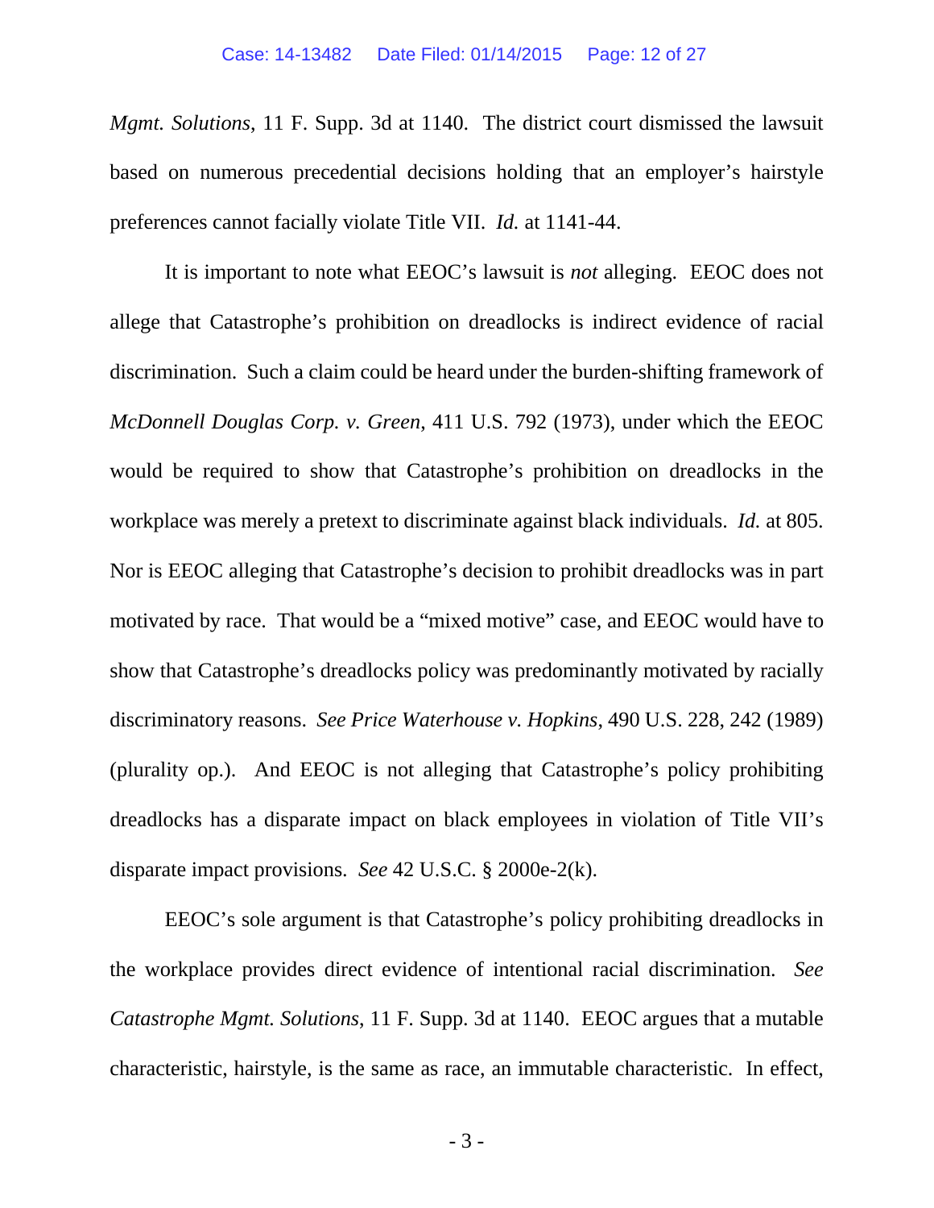*Mgmt. Solutions*, 11 F. Supp. 3d at 1140. The district court dismissed the lawsuit based on numerous precedential decisions holding that an employer's hairstyle preferences cannot facially violate Title VII. *Id.* at 1141-44.

It is important to note what EEOC's lawsuit is *not* alleging. EEOC does not allege that Catastrophe's prohibition on dreadlocks is indirect evidence of racial discrimination. Such a claim could be heard under the burden-shifting framework of *McDonnell Douglas Corp. v. Green*, 411 U.S. 792 (1973), under which the EEOC would be required to show that Catastrophe's prohibition on dreadlocks in the workplace was merely a pretext to discriminate against black individuals. *Id.* at 805. Nor is EEOC alleging that Catastrophe's decision to prohibit dreadlocks was in part motivated by race. That would be a "mixed motive" case, and EEOC would have to show that Catastrophe's dreadlocks policy was predominantly motivated by racially discriminatory reasons. *See Price Waterhouse v. Hopkins*, 490 U.S. 228, 242 (1989) (plurality op.). And EEOC is not alleging that Catastrophe's policy prohibiting dreadlocks has a disparate impact on black employees in violation of Title VII's disparate impact provisions. *See* 42 U.S.C. § 2000e-2(k).

EEOC's sole argument is that Catastrophe's policy prohibiting dreadlocks in the workplace provides direct evidence of intentional racial discrimination. *See Catastrophe Mgmt. Solutions*, 11 F. Supp. 3d at 1140. EEOC argues that a mutable characteristic, hairstyle, is the same as race, an immutable characteristic. In effect,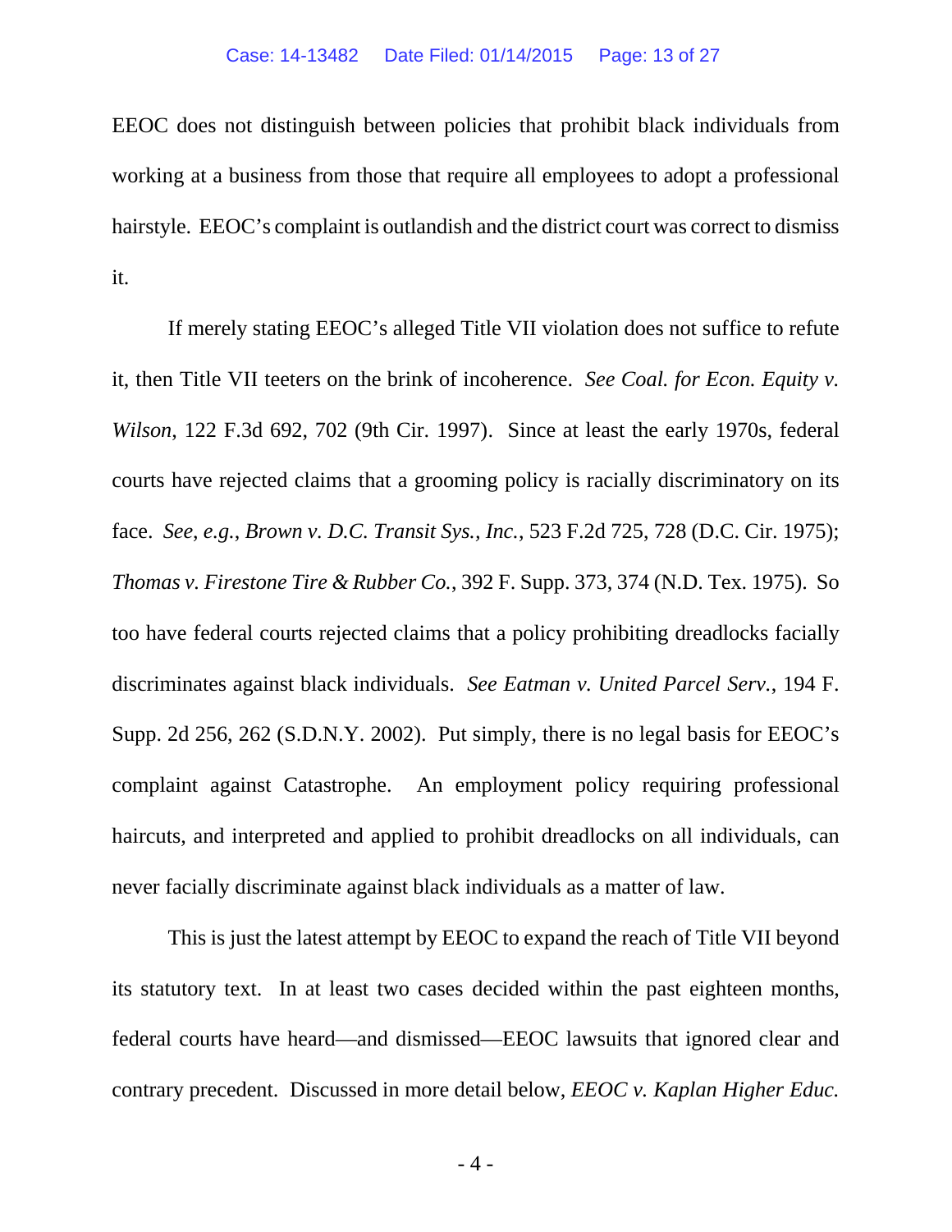EEOC does not distinguish between policies that prohibit black individuals from working at a business from those that require all employees to adopt a professional hairstyle. EEOC's complaint is outlandish and the district court was correct to dismiss it.

If merely stating EEOC's alleged Title VII violation does not suffice to refute it, then Title VII teeters on the brink of incoherence. *See Coal. for Econ. Equity v. Wilson*, 122 F.3d 692, 702 (9th Cir. 1997). Since at least the early 1970s, federal courts have rejected claims that a grooming policy is racially discriminatory on its face. *See, e.g.*, *Brown v. D.C. Transit Sys., Inc.*, 523 F.2d 725, 728 (D.C. Cir. 1975); *Thomas v. Firestone Tire & Rubber Co.*, 392 F. Supp. 373, 374 (N.D. Tex. 1975). So too have federal courts rejected claims that a policy prohibiting dreadlocks facially discriminates against black individuals. *See Eatman v. United Parcel Serv.*, 194 F. Supp. 2d 256, 262 (S.D.N.Y. 2002). Put simply, there is no legal basis for EEOC's complaint against Catastrophe. An employment policy requiring professional haircuts, and interpreted and applied to prohibit dreadlocks on all individuals, can never facially discriminate against black individuals as a matter of law.

This is just the latest attempt by EEOC to expand the reach of Title VII beyond its statutory text. In at least two cases decided within the past eighteen months, federal courts have heard—and dismissed—EEOC lawsuits that ignored clear and contrary precedent. Discussed in more detail below, *EEOC v. Kaplan Higher Educ.*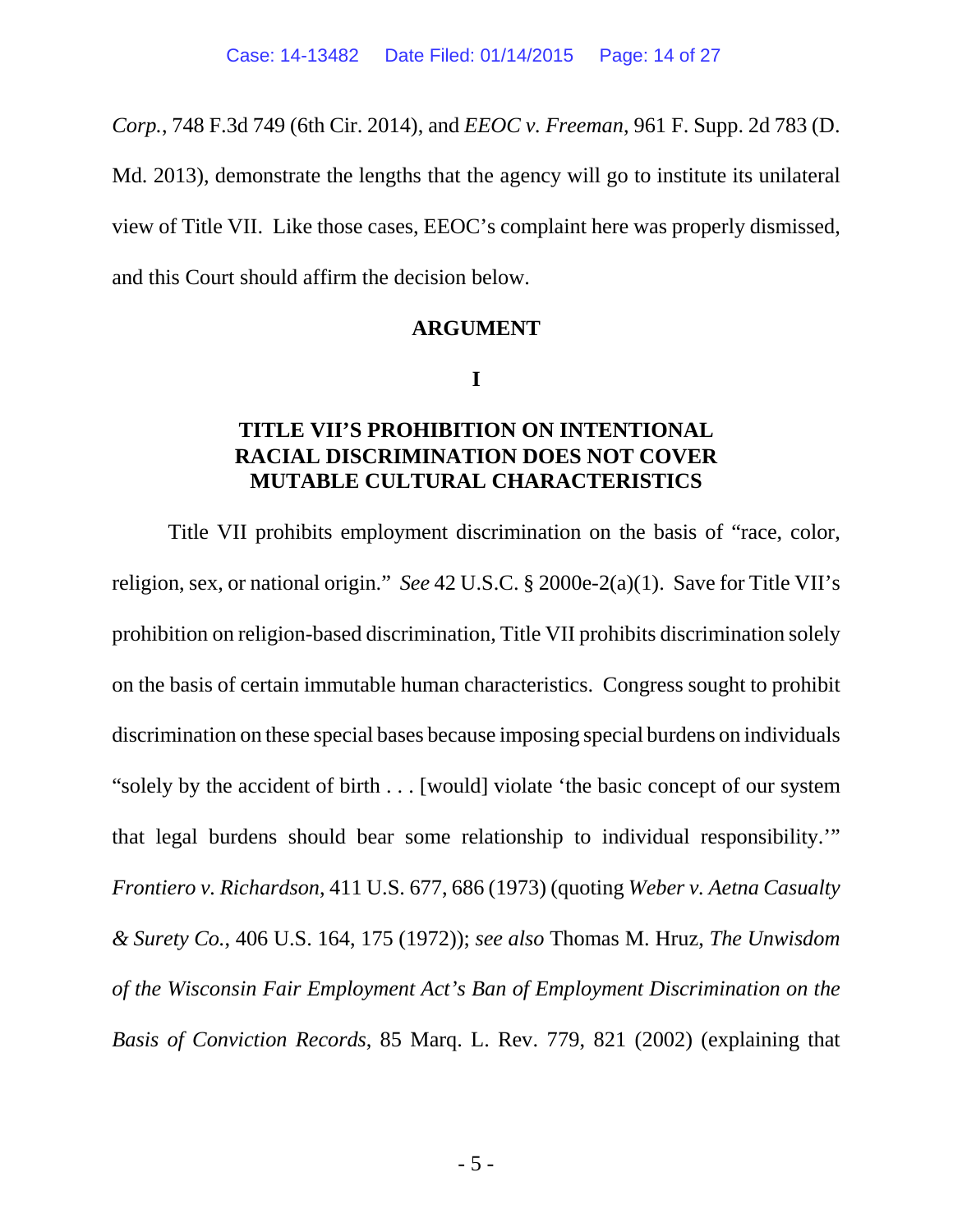*Corp.*, 748 F.3d 749 (6th Cir. 2014), and *EEOC v. Freeman*, 961 F. Supp. 2d 783 (D. Md. 2013), demonstrate the lengths that the agency will go to institute its unilateral view of Title VII. Like those cases, EEOC's complaint here was properly dismissed, and this Court should affirm the decision below.

## ARGUMENT

### I

### TITLE VII'S PROHIBITION ON INTENTIONAL RACIAL DISCRIMINATION DOES NOT COVER MUTABLE CULTURAL CHARACTERISTICS

Title VII prohibits employment discrimination on the basis of "race, color, religion, sex, or national origin." *See* 42 U.S.C. § 2000e-2(a)(1). Save for Title VII's prohibition on religion-based discrimination, Title VII prohibits discrimination solely on the basis of certain immutable human characteristics. Congress sought to prohibit discrimination on these special bases because imposing special burdens on individuals "solely by the accident of birth . . . [would] violate 'the basic concept of our system that legal burdens should bear some relationship to individual responsibility.'" *Frontiero v. Richardson*, 411 U.S. 677, 686 (1973) (quoting *Weber v. Aetna Casualty & Surety Co.*, 406 U.S. 164, 175 (1972)); *see also* Thomas M. Hruz, *The Unwisdom of the Wisconsin Fair Employment Act's Ban of Employment Discrimination on the Basis of Conviction Records*, 85 Marq. L. Rev. 779, 821 (2002) (explaining that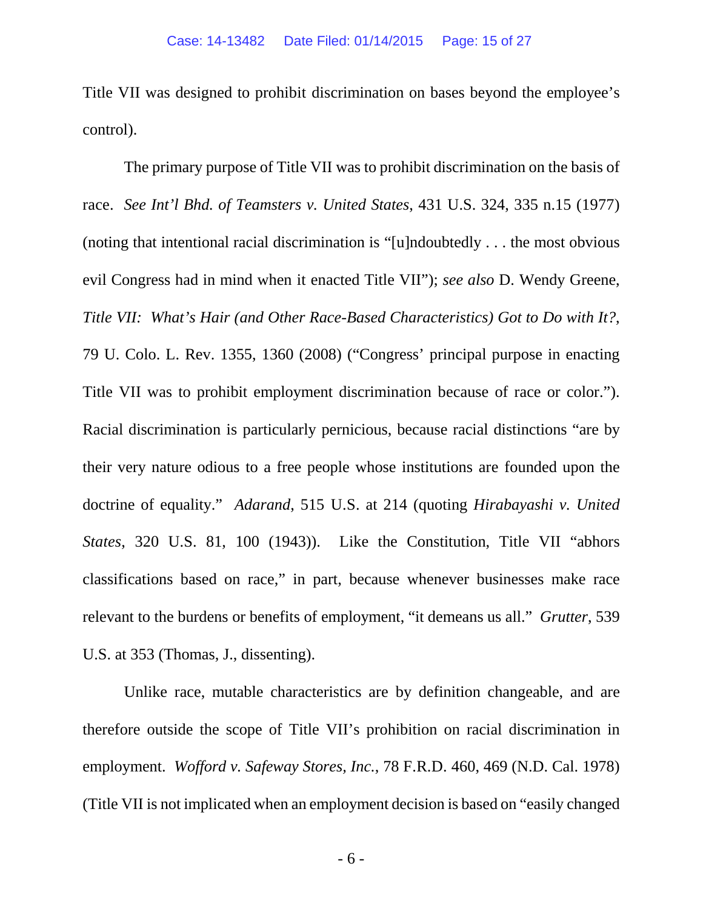Title VII was designed to prohibit discrimination on bases beyond the employee's control).

The primary purpose of Title VII was to prohibit discrimination on the basis of race. *See Int'l Bhd. of Teamsters v. United States*, 431 U.S. 324, 335 n.15 (1977) (noting that intentional racial discrimination is "[u]ndoubtedly . . . the most obvious evil Congress had in mind when it enacted Title VII"); *see also* D. Wendy Greene, *Title VII: What's Hair (and Other Race-Based Characteristics) Got to Do with It?*, 79 U. Colo. L. Rev. 1355, 1360 (2008) ("Congress' principal purpose in enacting Title VII was to prohibit employment discrimination because of race or color."). Racial discrimination is particularly pernicious, because racial distinctions "are by their very nature odious to a free people whose institutions are founded upon the doctrine of equality." *Adarand*, 515 U.S. at 214 (quoting *Hirabayashi v. United States*, 320 U.S. 81, 100 (1943)). Like the Constitution, Title VII "abhors classifications based on race," in part, because whenever businesses make race relevant to the burdens or benefits of employment, "it demeans us all." *Grutter*, 539 U.S. at 353 (Thomas, J., dissenting).

Unlike race, mutable characteristics are by definition changeable, and are therefore outside the scope of Title VII's prohibition on racial discrimination in employment. *Wofford v. Safeway Stores, Inc.*, 78 F.R.D. 460, 469 (N.D. Cal. 1978) (Title VII is not implicated when an employment decision is based on "easily changed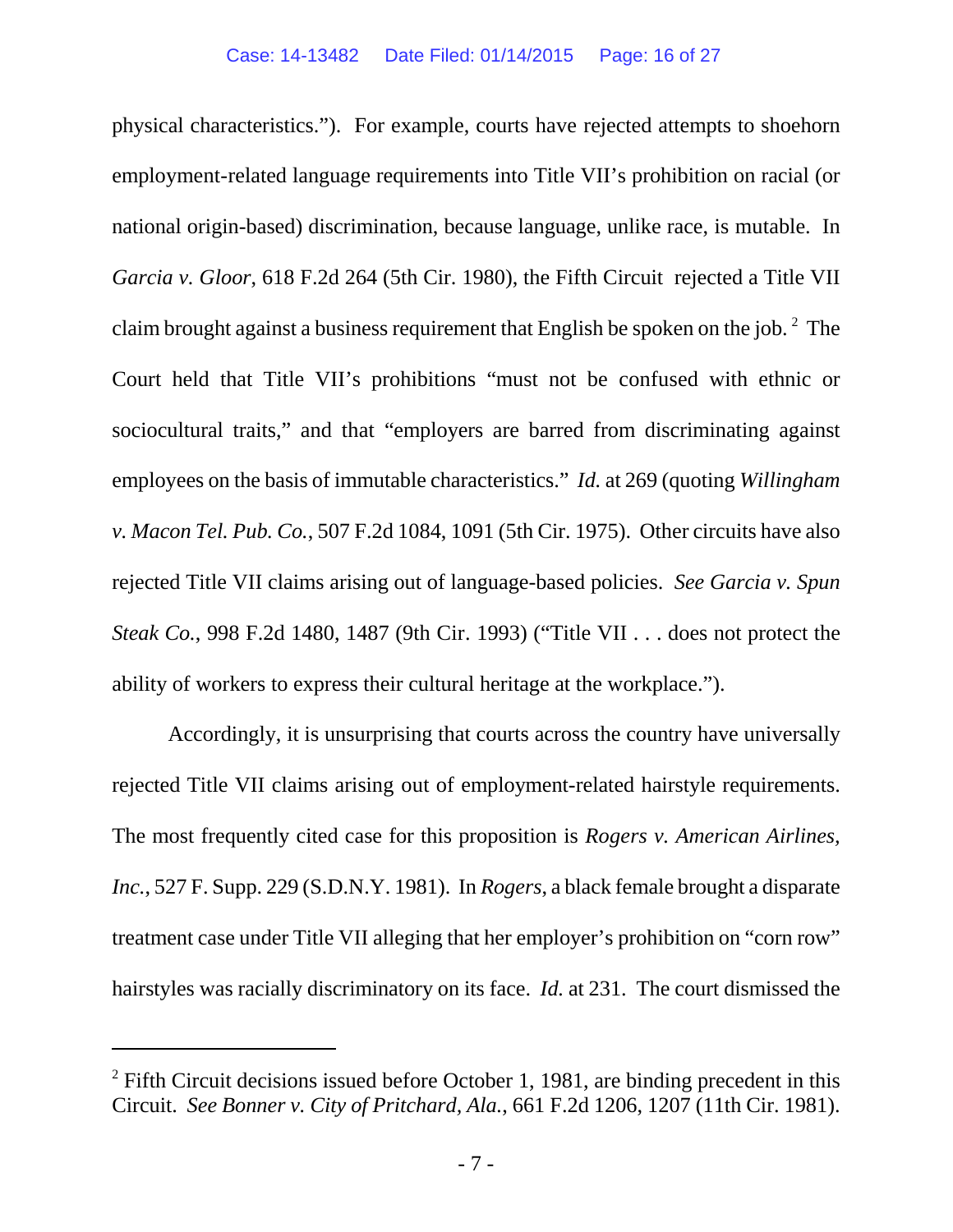physical characteristics."). For example, courts have rejected attempts to shoehorn employment-related language requirements into Title VII's prohibition on racial (or national origin-based) discrimination, because language, unlike race, is mutable. In *Garcia v. Gloor*, 618 F.2d 264 (5th Cir. 1980), the Fifth Circuit rejected a Title VII claim brought against a business requirement that English be spoken on the job. [2] The Court held that Title VII's prohibitions "must not be confused with ethnic or sociocultural traits," and that "employers are barred from discriminating against employees on the basis of immutable characteristics." *Id.* at 269 (quoting *Willingham v. Macon Tel. Pub. Co.*, 507 F.2d 1084, 1091 (5th Cir. 1975). Other circuits have also rejected Title VII claims arising out of language-based policies. *See Garcia v. Spun Steak Co.*, 998 F.2d 1480, 1487 (9th Cir. 1993) ("Title VII . . . does not protect the ability of workers to express their cultural heritage at the workplace.").

Accordingly, it is unsurprising that courts across the country have universally rejected Title VII claims arising out of employment-related hairstyle requirements. The most frequently cited case for this proposition is *Rogers v. American Airlines, Inc.*, 527 F. Supp. 229 (S.D.N.Y. 1981). In *Rogers*, a black female brought a disparate treatment case under Title VII alleging that her employer's prohibition on "corn row" hairstyles was racially discriminatory on its face. *Id.* at 231. The court dismissed the

---

[2] Fifth Circuit decisions issued before October 1, 1981, are binding precedent in this Circuit. *See Bonner v. City of Pritchard, Ala.*, 661 F.2d 1206, 1207 (11th Cir. 1981).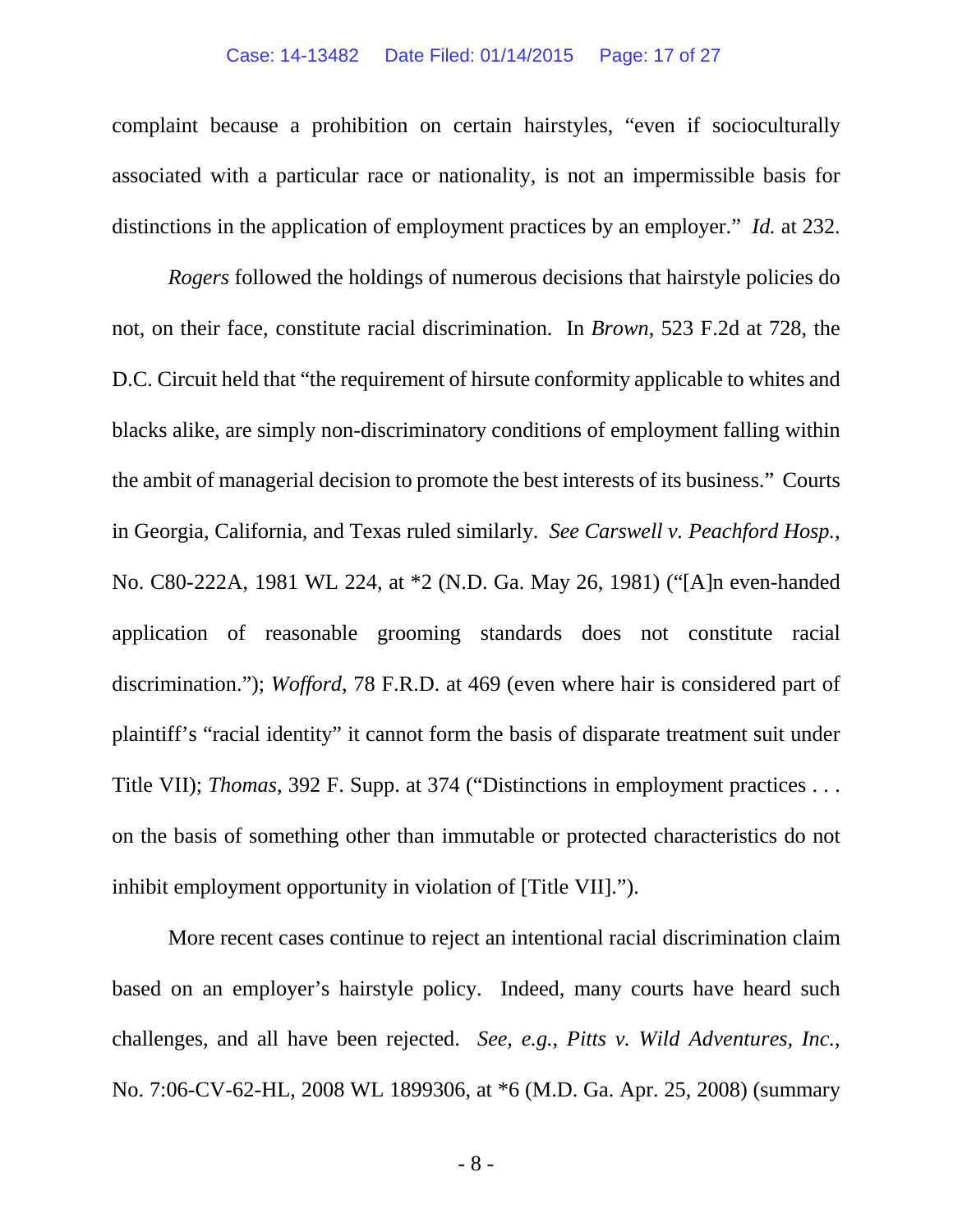complaint because a prohibition on certain hairstyles, "even if socioculturally associated with a particular race or nationality, is not an impermissible basis for distinctions in the application of employment practices by an employer." *Id.* at 232.

*Rogers* followed the holdings of numerous decisions that hairstyle policies do not, on their face, constitute racial discrimination. In *Brown*, 523 F.2d at 728, the D.C. Circuit held that "the requirement of hirsute conformity applicable to whites and blacks alike, are simply non-discriminatory conditions of employment falling within the ambit of managerial decision to promote the best interests of its business." Courts in Georgia, California, and Texas ruled similarly. *See Carswell v. Peachford Hosp.*, No. C80-222A, 1981 WL 224, at *2 (N.D. Ga. May 26, 1981) ("[A]n even-handed application of reasonable grooming standards does not constitute racial discrimination."); *Wofford*, 78 F.R.D. at 469 (even where hair is considered part of plaintiff's "racial identity" it cannot form the basis of disparate treatment suit under Title VII); *Thomas*, 392 F. Supp. at 374 ("Distinctions in employment practices . . . on the basis of something other than immutable or protected characteristics do not inhibit employment opportunity in violation of [Title VII].").

More recent cases continue to reject an intentional racial discrimination claim based on an employer's hairstyle policy. Indeed, many courts have heard such challenges, and all have been rejected. *See, e.g.*, *Pitts v. Wild Adventures, Inc.*, No. 7:06-CV-62-HL, 2008 WL 1899306, at *6 (M.D. Ga. Apr. 25, 2008) (summary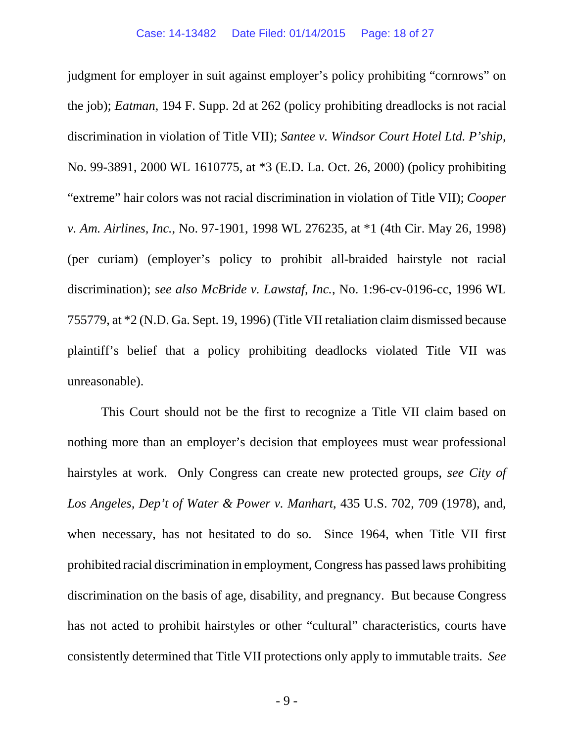judgment for employer in suit against employer's policy prohibiting "cornrows" on the job); *Eatman*, 194 F. Supp. 2d at 262 (policy prohibiting dreadlocks is not racial discrimination in violation of Title VII); *Santee v. Windsor Court Hotel Ltd. P'ship*, No. 99-3891, 2000 WL 1610775, at *3 (E.D. La. Oct. 26, 2000) (policy prohibiting "extreme" hair colors was not racial discrimination in violation of Title VII); *Cooper v. Am. Airlines, Inc.*, No. 97-1901, 1998 WL 276235, at *1 (4th Cir. May 26, 1998) (per curiam) (employer's policy to prohibit all-braided hairstyle not racial discrimination); *see also McBride v. Lawstaf, Inc.*, No. 1:96-cv-0196-cc, 1996 WL 755779, at *2 (N.D. Ga. Sept. 19, 1996) (Title VII retaliation claim dismissed because plaintiff's belief that a policy prohibiting deadlocks violated Title VII was unreasonable).

This Court should not be the first to recognize a Title VII claim based on nothing more than an employer's decision that employees must wear professional hairstyles at work. Only Congress can create new protected groups, *see City of Los Angeles, Dep't of Water & Power v. Manhart*, 435 U.S. 702, 709 (1978), and, when necessary, has not hesitated to do so. Since 1964, when Title VII first prohibited racial discrimination in employment, Congress has passed laws prohibiting discrimination on the basis of age, disability, and pregnancy. But because Congress has not acted to prohibit hairstyles or other "cultural" characteristics, courts have consistently determined that Title VII protections only apply to immutable traits. *See*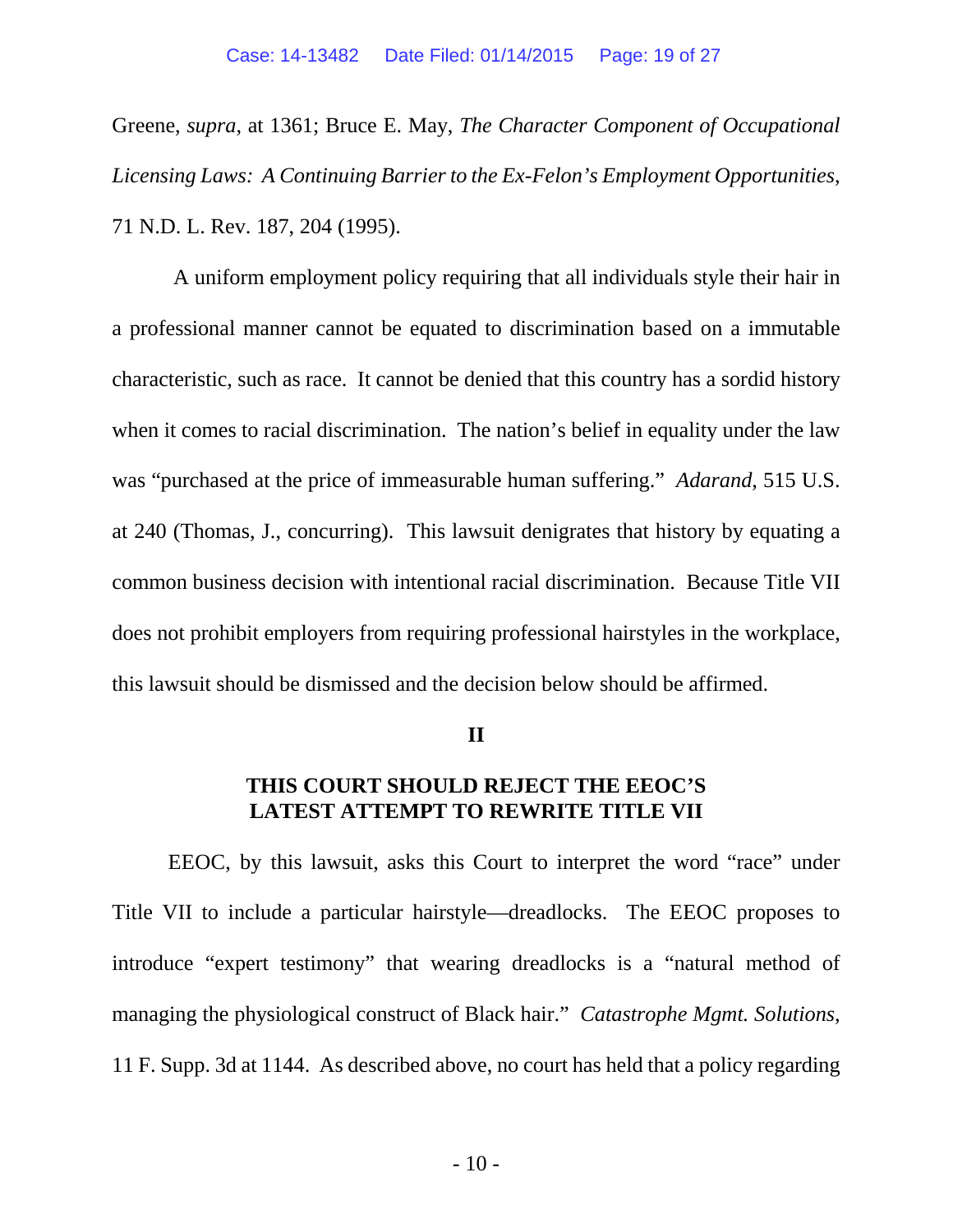Greene, *supra*, at 1361; Bruce E. May, *The Character Component of Occupational Licensing Laws: A Continuing Barrier to the Ex-Felon's Employment Opportunities*, 71 N.D. L. Rev. 187, 204 (1995).

A uniform employment policy requiring that all individuals style their hair in a professional manner cannot be equated to discrimination based on a immutable characteristic, such as race. It cannot be denied that this country has a sordid history when it comes to racial discrimination. The nation's belief in equality under the law was "purchased at the price of immeasurable human suffering." *Adarand*, 515 U.S. at 240 (Thomas, J., concurring). This lawsuit denigrates that history by equating a common business decision with intentional racial discrimination. Because Title VII does not prohibit employers from requiring professional hairstyles in the workplace, this lawsuit should be dismissed and the decision below should be affirmed.

## II

## THIS COURT SHOULD REJECT THE EEOC'S LATEST ATTEMPT TO REWRITE TITLE VII

EEOC, by this lawsuit, asks this Court to interpret the word "race" under Title VII to include a particular hairstyle—dreadlocks. The EEOC proposes to introduce "expert testimony" that wearing dreadlocks is a "natural method of managing the physiological construct of Black hair." *Catastrophe Mgmt. Solutions*, 11 F. Supp. 3d at 1144. As described above, no court has held that a policy regarding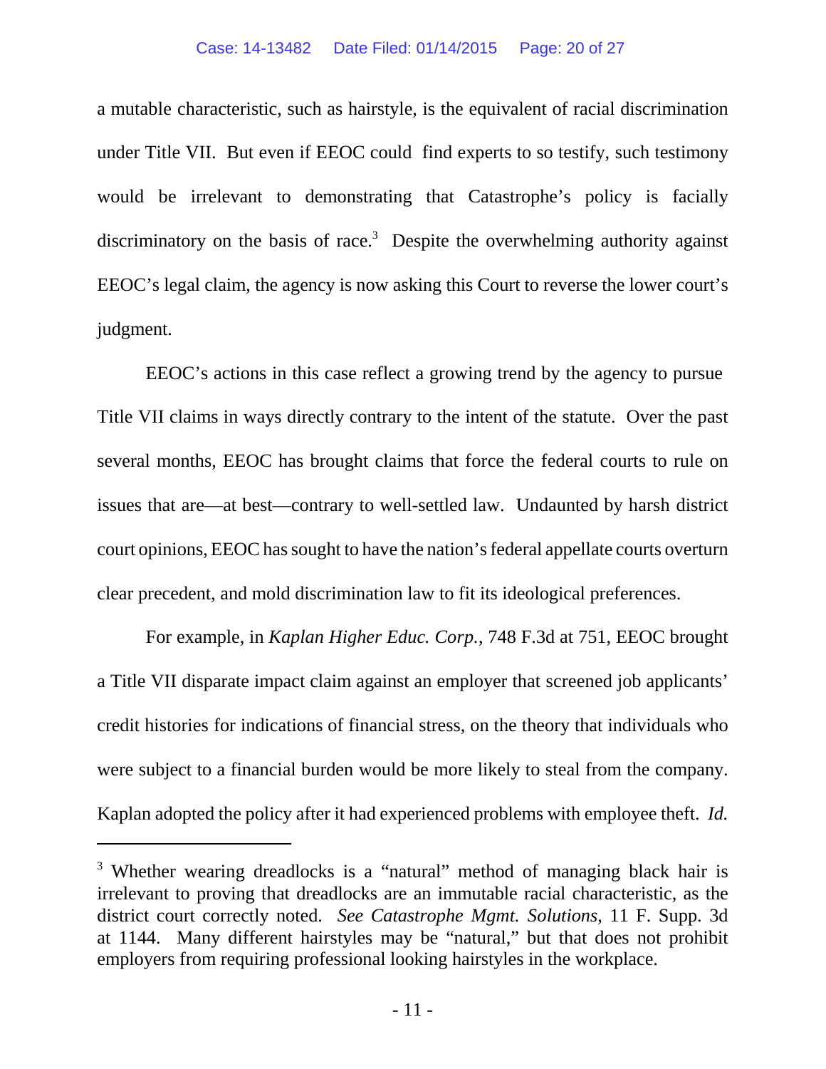a mutable characteristic, such as hairstyle, is the equivalent of racial discrimination under Title VII. But even if EEOC could find experts to so testify, such testimony would be irrelevant to demonstrating that Catastrophe's policy is facially discriminatory on the basis of race.[3] Despite the overwhelming authority against EEOC's legal claim, the agency is now asking this Court to reverse the lower court's judgment.

EEOC's actions in this case reflect a growing trend by the agency to pursue Title VII claims in ways directly contrary to the intent of the statute. Over the past several months, EEOC has brought claims that force the federal courts to rule on issues that are—at best—contrary to well-settled law. Undaunted by harsh district court opinions, EEOC has sought to have the nation's federal appellate courts overturn clear precedent, and mold discrimination law to fit its ideological preferences.

For example, in *Kaplan Higher Educ. Corp.*, 748 F.3d at 751, EEOC brought a Title VII disparate impact claim against an employer that screened job applicants' credit histories for indications of financial stress, on the theory that individuals who were subject to a financial burden would be more likely to steal from the company. Kaplan adopted the policy after it had experienced problems with employee theft. *Id.*

---

[3] Whether wearing dreadlocks is a "natural" method of managing black hair is irrelevant to proving that dreadlocks are an immutable racial characteristic, as the district court correctly noted. *See Catastrophe Mgmt. Solutions*, 11 F. Supp. 3d at 1144. Many different hairstyles may be "natural," but that does not prohibit employers from requiring professional looking hairstyles in the workplace.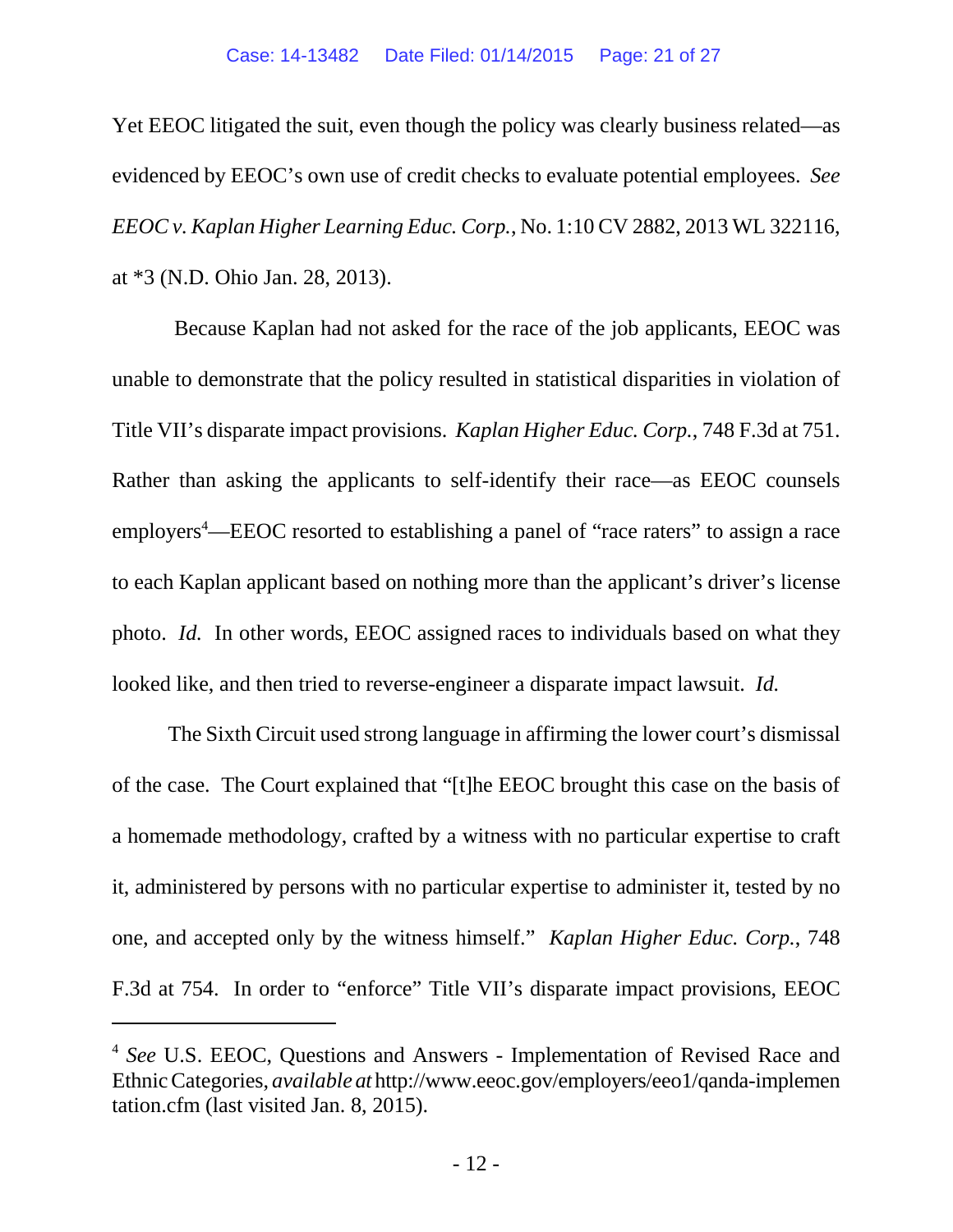Yet EEOC litigated the suit, even though the policy was clearly business related—as evidenced by EEOC's own use of credit checks to evaluate potential employees. *See EEOC v. Kaplan Higher Learning Educ. Corp.*, No. 1:10 CV 2882, 2013 WL 322116, at *3 (N.D. Ohio Jan. 28, 2013).

Because Kaplan had not asked for the race of the job applicants, EEOC was unable to demonstrate that the policy resulted in statistical disparities in violation of Title VII's disparate impact provisions. *Kaplan Higher Educ. Corp.*, 748 F.3d at 751. Rather than asking the applicants to self-identify their race—as EEOC counsels employers[4]—EEOC resorted to establishing a panel of "race raters" to assign a race to each Kaplan applicant based on nothing more than the applicant's driver's license photo. *Id.* In other words, EEOC assigned races to individuals based on what they looked like, and then tried to reverse-engineer a disparate impact lawsuit. *Id.*

The Sixth Circuit used strong language in affirming the lower court's dismissal of the case. The Court explained that "[t]he EEOC brought this case on the basis of a homemade methodology, crafted by a witness with no particular expertise to craft it, administered by persons with no particular expertise to administer it, tested by no one, and accepted only by the witness himself." *Kaplan Higher Educ. Corp.*, 748 F.3d at 754. In order to "enforce" Title VII's disparate impact provisions, EEOC

---

[4] *See* U.S. EEOC, Questions and Answers - Implementation of Revised Race and Ethnic Categories, *available at* http://www.eeoc.gov/employers/eeo1/qanda-implementation.cfm (last visited Jan. 8, 2015).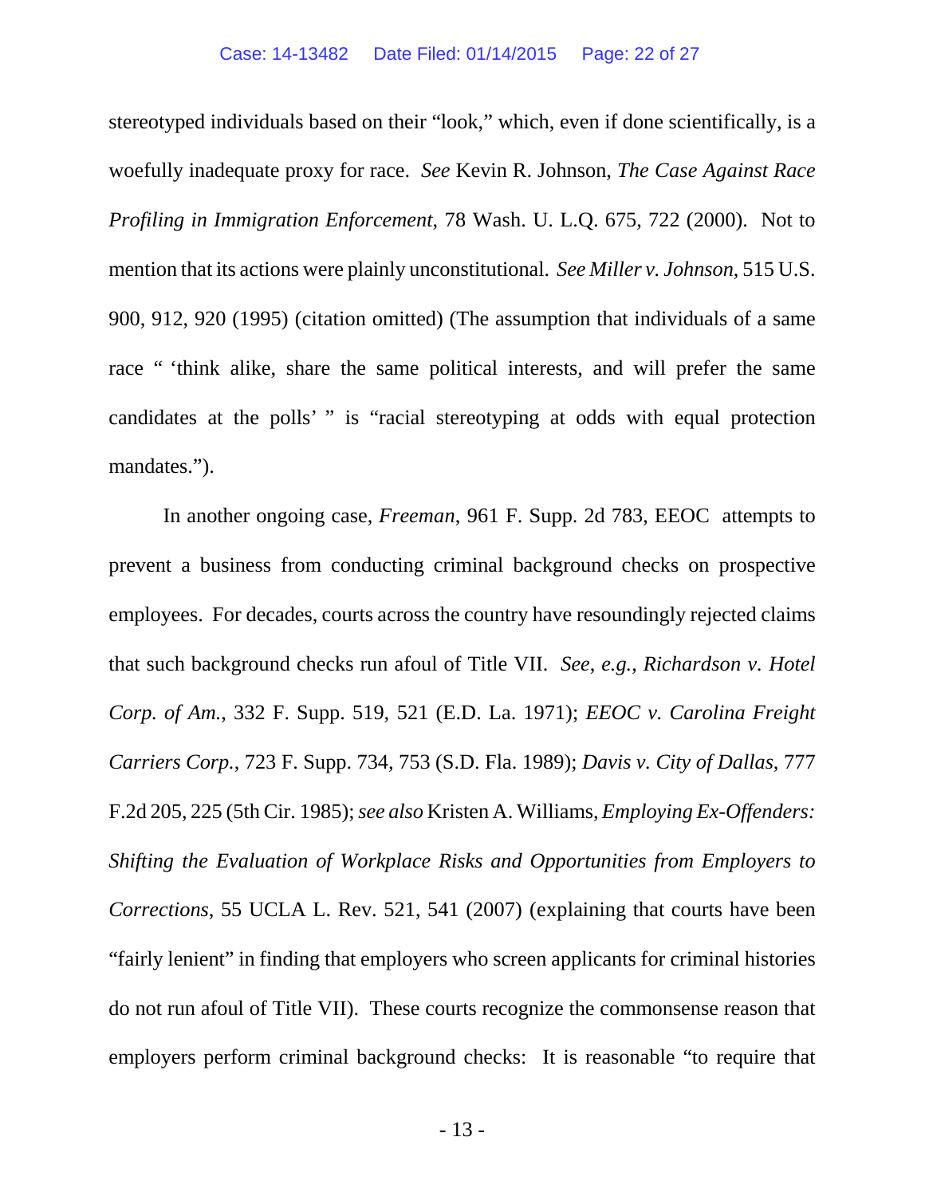stereotyped individuals based on their "look," which, even if done scientifically, is a woefully inadequate proxy for race. *See* Kevin R. Johnson, *The Case Against Race Profiling in Immigration Enforcement*, 78 Wash. U. L.Q. 675, 722 (2000). Not to mention that its actions were plainly unconstitutional. *See Miller v. Johnson*, 515 U.S. 900, 912, 920 (1995) (citation omitted) (The assumption that individuals of a same race " 'think alike, share the same political interests, and will prefer the same candidates at the polls' " is "racial stereotyping at odds with equal protection mandates.").

In another ongoing case, *Freeman*, 961 F. Supp. 2d 783, EEOC attempts to prevent a business from conducting criminal background checks on prospective employees. For decades, courts across the country have resoundingly rejected claims that such background checks run afoul of Title VII. *See, e.g.*, *Richardson v. Hotel Corp. of Am.*, 332 F. Supp. 519, 521 (E.D. La. 1971); *EEOC v. Carolina Freight Carriers Corp.*, 723 F. Supp. 734, 753 (S.D. Fla. 1989); *Davis v. City of Dallas*, 777 F.2d 205, 225 (5th Cir. 1985); *see also* Kristen A. Williams, *Employing Ex-Offenders: Shifting the Evaluation of Workplace Risks and Opportunities from Employers to Corrections*, 55 UCLA L. Rev. 521, 541 (2007) (explaining that courts have been "fairly lenient" in finding that employers who screen applicants for criminal histories do not run afoul of Title VII). These courts recognize the commonsense reason that employers perform criminal background checks: It is reasonable "to require that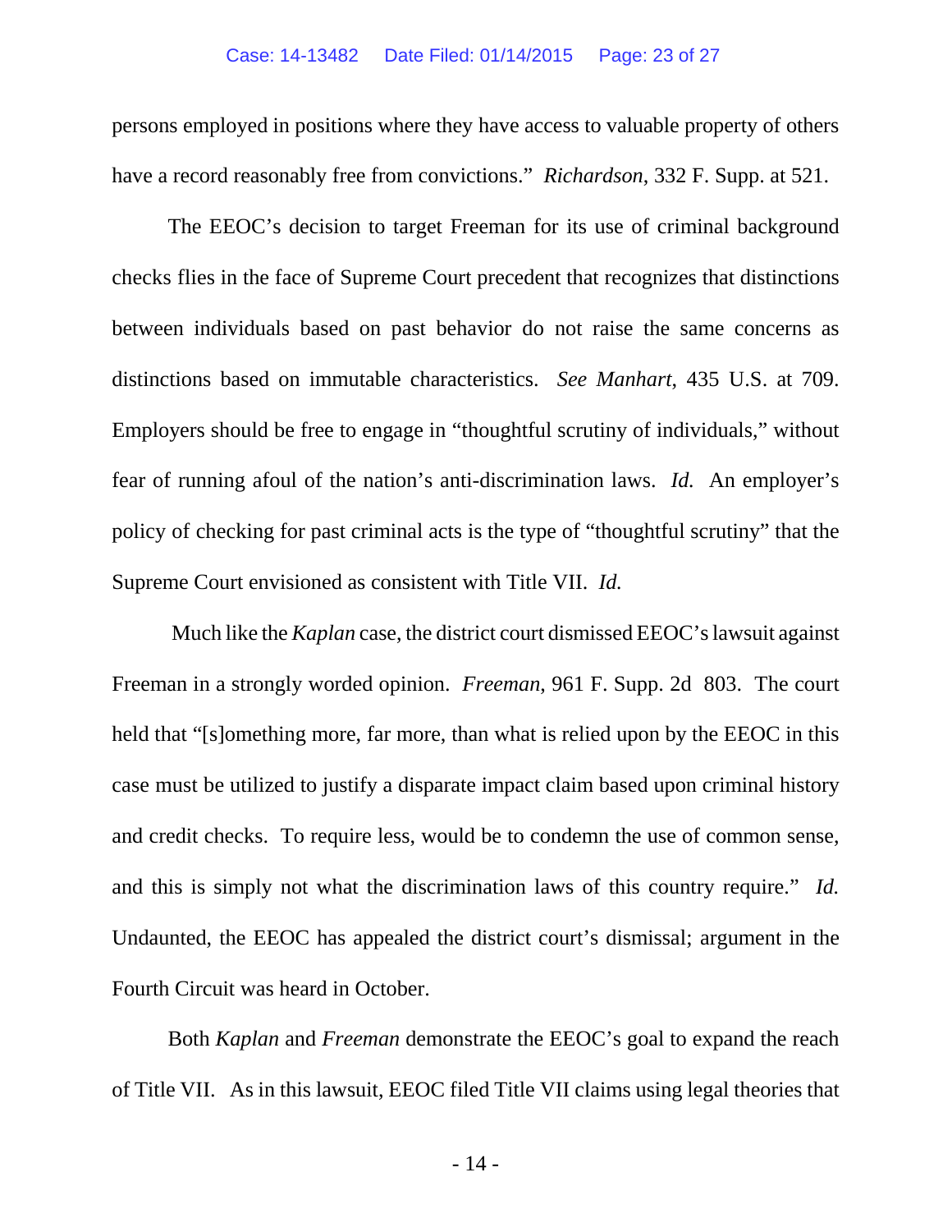persons employed in positions where they have access to valuable property of others have a record reasonably free from convictions." *Richardson*, 332 F. Supp. at 521.

The EEOC's decision to target Freeman for its use of criminal background checks flies in the face of Supreme Court precedent that recognizes that distinctions between individuals based on past behavior do not raise the same concerns as distinctions based on immutable characteristics. *See Manhart*, 435 U.S. at 709. Employers should be free to engage in "thoughtful scrutiny of individuals," without fear of running afoul of the nation's anti-discrimination laws. *Id.* An employer's policy of checking for past criminal acts is the type of "thoughtful scrutiny" that the Supreme Court envisioned as consistent with Title VII. *Id.*

Much like the *Kaplan* case, the district court dismissed EEOC's lawsuit against Freeman in a strongly worded opinion. *Freeman,* 961 F. Supp. 2d 803. The court held that "[s]omething more, far more, than what is relied upon by the EEOC in this case must be utilized to justify a disparate impact claim based upon criminal history and credit checks. To require less, would be to condemn the use of common sense, and this is simply not what the discrimination laws of this country require." *Id.* Undaunted, the EEOC has appealed the district court's dismissal; argument in the Fourth Circuit was heard in October.

Both *Kaplan* and *Freeman* demonstrate the EEOC's goal to expand the reach of Title VII. As in this lawsuit, EEOC filed Title VII claims using legal theories that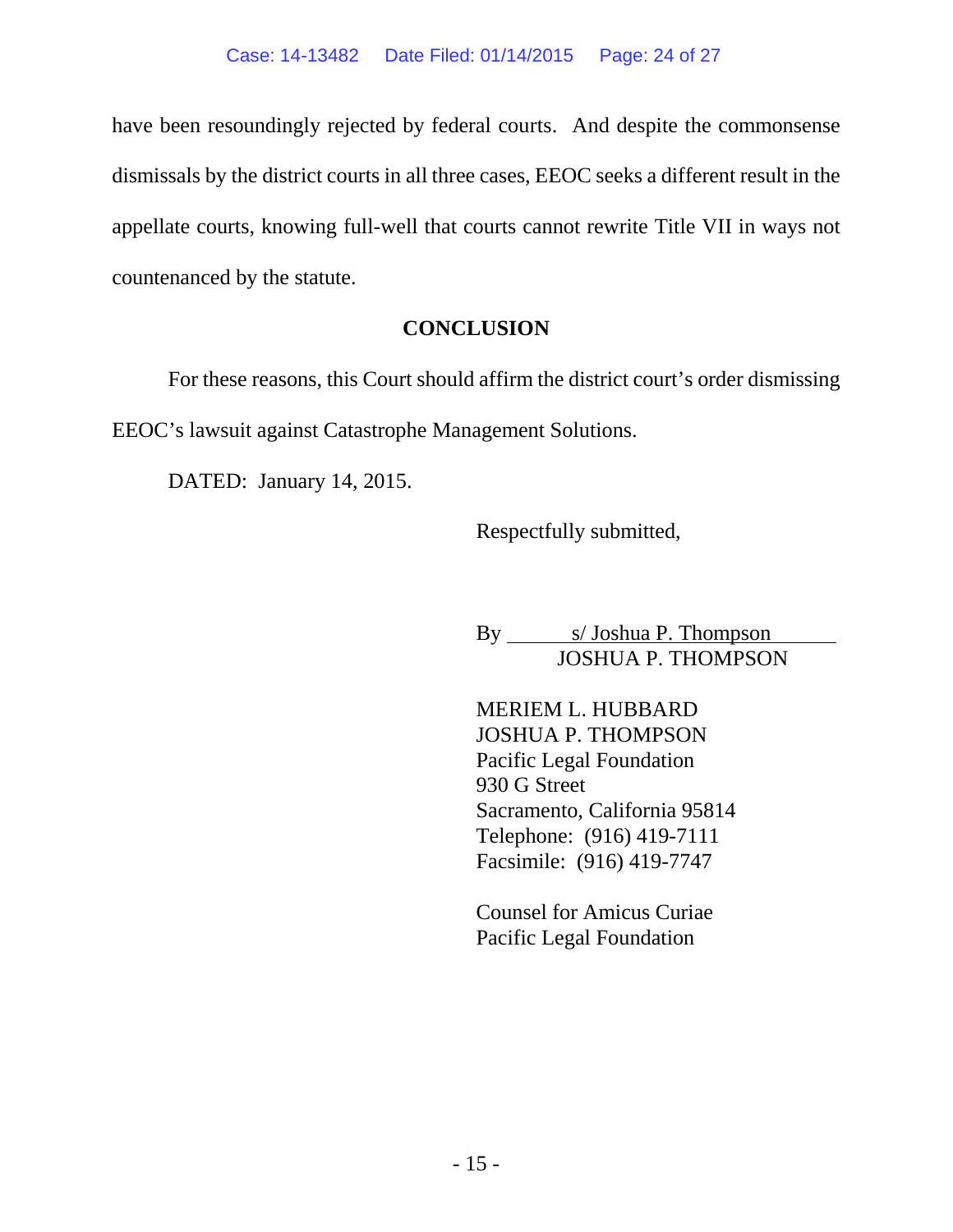have been resoundingly rejected by federal courts. And despite the commonsense dismissals by the district courts in all three cases, EEOC seeks a different result in the appellate courts, knowing full-well that courts cannot rewrite Title VII in ways not countenanced by the statute.

## CONCLUSION

For these reasons, this Court should affirm the district court's order dismissing EEOC's lawsuit against Catastrophe Management Solutions.

DATED: January 14, 2015.

Respectfully submitted,

By s/ Joshua P. Thompson
JOSHUA P. THOMPSON

MERIEM L. HUBBARD
JOSHUA P. THOMPSON
Pacific Legal Foundation
930 G Street
Sacramento, California 95814
Telephone: (916) 419-7111
Facsimile: (916) 419-7747

Counsel for Amicus Curiae
Pacific Legal Foundation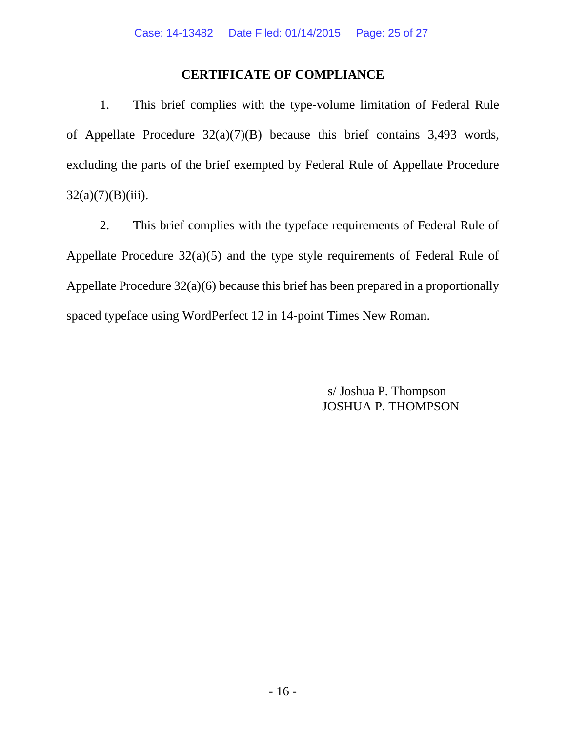## CERTIFICATE OF COMPLIANCE

1. This brief complies with the type-volume limitation of Federal Rule of Appellate Procedure 32(a)(7)(B) because this brief contains 3,493 words, excluding the parts of the brief exempted by Federal Rule of Appellate Procedure 32(a)(7)(B)(iii).

2. This brief complies with the typeface requirements of Federal Rule of Appellate Procedure 32(a)(5) and the type style requirements of Federal Rule of Appellate Procedure 32(a)(6) because this brief has been prepared in a proportionally spaced typeface using WordPerfect 12 in 14-point Times New Roman.

s/ Joshua P. Thompson
JOSHUA P. THOMPSON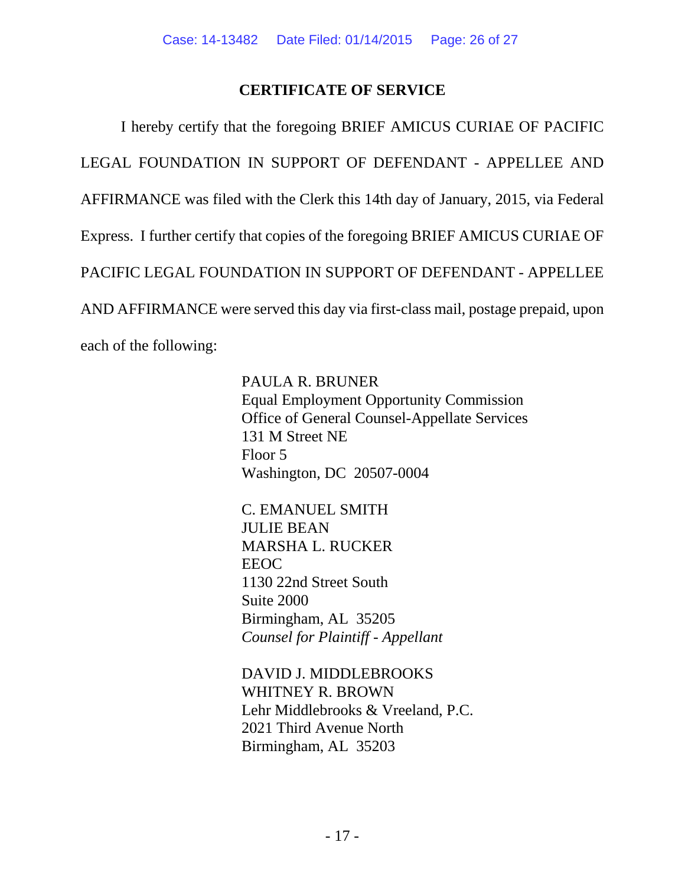## CERTIFICATE OF SERVICE

I hereby certify that the foregoing BRIEF AMICUS CURIAE OF PACIFIC LEGAL FOUNDATION IN SUPPORT OF DEFENDANT - APPELLEE AND AFFIRMANCE was filed with the Clerk this 14th day of January, 2015, via Federal Express. I further certify that copies of the foregoing BRIEF AMICUS CURIAE OF PACIFIC LEGAL FOUNDATION IN SUPPORT OF DEFENDANT - APPELLEE AND AFFIRMANCE were served this day via first-class mail, postage prepaid, upon each of the following:

PAULA R. BRUNER
Equal Employment Opportunity Commission
Office of General Counsel-Appellate Services
131 M Street NE
Floor 5
Washington, DC 20507-0004

C. EMANUEL SMITH
JULIE BEAN
MARSHA L. RUCKER
EEOC
1130 22nd Street South
Suite 2000
Birmingham, AL 35205
*Counsel for Plaintiff - Appellant*

DAVID J. MIDDLEBROOKS
WHITNEY R. BROWN
Lehr Middlebrooks & Vreeland, P.C.
2021 Third Avenue North
Birmingham, AL 35203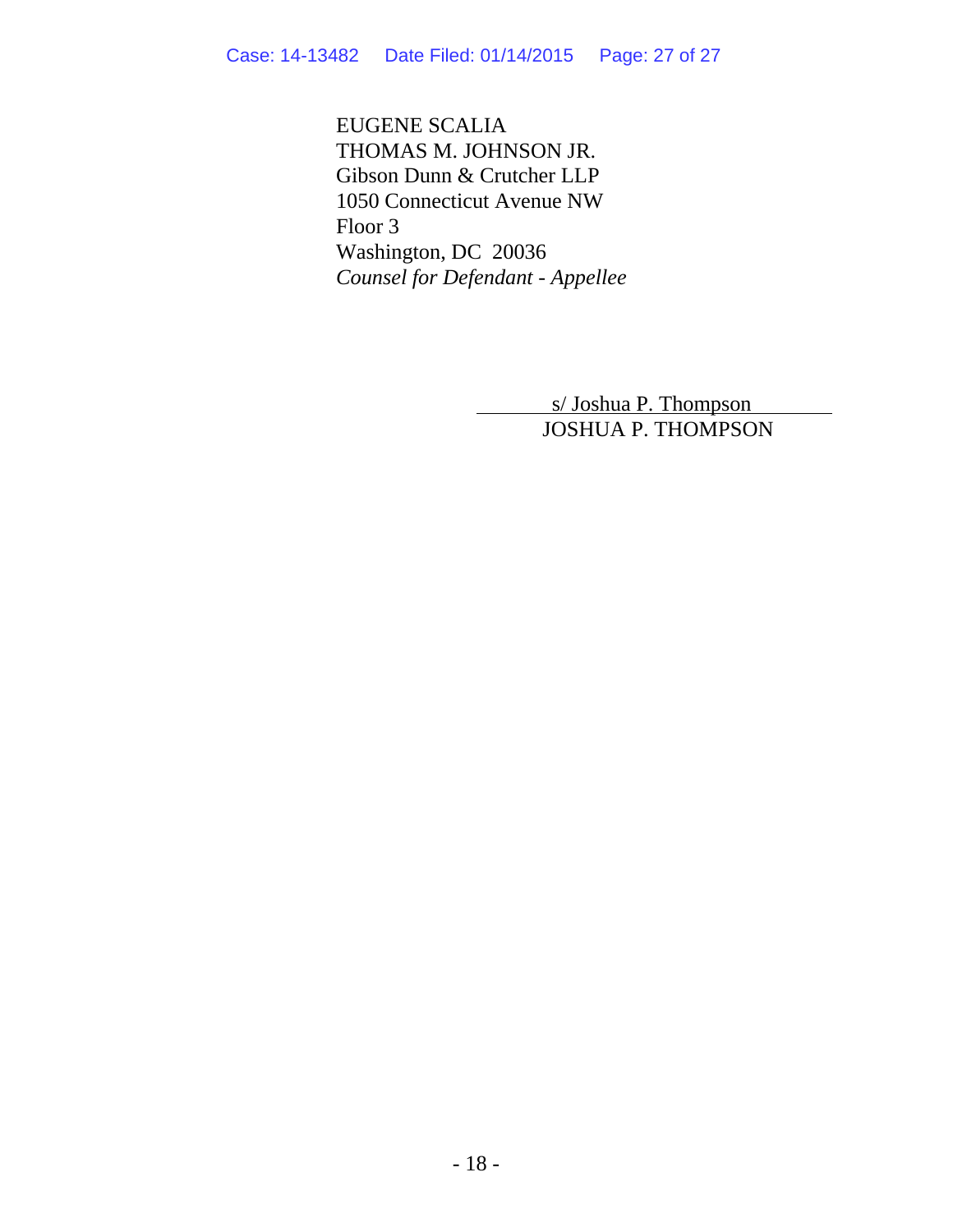EUGENE SCALIA
THOMAS M. JOHNSON JR.
Gibson Dunn & Crutcher LLP
1050 Connecticut Avenue NW
Floor 3
Washington, DC 20036
*Counsel for Defendant - Appellee*

s/ Joshua P. Thompson
JOSHUA P. THOMPSON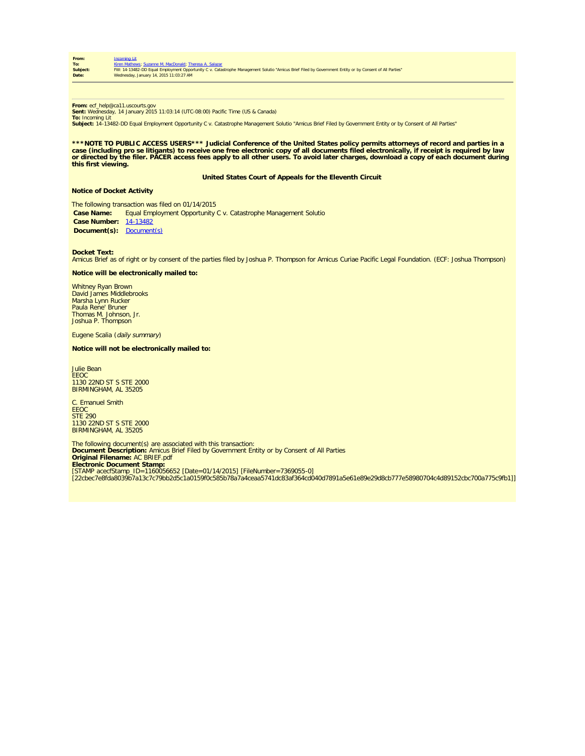**From:** Incoming Lit
**To:** Kiren Mathews; Suzanne M. MacDonald; Theresa A. Salazar
**Subject:** FW: 14-13482-DD Equal Employment Opportunity C v. Catastrophe Management Solutio "Amicus Brief Filed by Government Entity or by Consent of All Parties"
**Date:** Wednesday, January 14, 2015 11:03:27 AM

---

**From:** ecf_help@ca11.uscourts.gov
**Sent:** Wednesday, 14 January 2015 11:03:14 (UTC-08:00) Pacific Time (US & Canada)
**To:** Incoming Lit
**Subject:** 14-13482-DD Equal Employment Opportunity C v. Catastrophe Management Solutio "Amicus Brief Filed by Government Entity or by Consent of All Parties"

**\*\*\*NOTE TO PUBLIC ACCESS USERS\*\*\* Judicial Conference of the United States policy permits attorneys of record and parties in a case (including pro se litigants) to receive one free electronic copy of all documents filed electronically, if receipt is required by law or directed by the filer. PACER access fees apply to all other users. To avoid later charges, download a copy of each document during this first viewing.**

**United States Court of Appeals for the Eleventh Circuit**

**Notice of Docket Activity**

The following transaction was filed on 01/14/2015

| | |
|---|---|
| **Case Name:** | Equal Employment Opportunity C v. Catastrophe Management Solutio |
| **Case Number:** | 14-13482 |
| **Document(s):** | Document(s) |

**Docket Text:**
Amicus Brief as of right or by consent of the parties filed by Joshua P. Thompson for Amicus Curiae Pacific Legal Foundation. (ECF: Joshua Thompson)

**Notice will be electronically mailed to:**

Whitney Ryan Brown
David James Middlebrooks
Marsha Lynn Rucker
Paula Rene' Bruner
Thomas M. Johnson, Jr.
Joshua P. Thompson

Eugene Scalia (*daily summary*)

**Notice will not be electronically mailed to:**

Julie Bean
EEOC
1130 22ND ST S STE 2000
BIRMINGHAM, AL 35205

C. Emanuel Smith
EEOC
STE 290
1130 22ND ST S STE 2000
BIRMINGHAM, AL 35205

The following document(s) are associated with this transaction:
**Document Description:** Amicus Brief Filed by Government Entity or by Consent of All Parties
**Original Filename:** AC BRIEF.pdf
**Electronic Document Stamp:**
[STAMP acecfStamp_ID=1160056652 [Date=01/14/2015] [FileNumber=7369055-0]
[22cbec7e8fda8039b7a13c7c79bb2d5c1a0159f0c585b78a7a4ceaa5741dc83af364cd040d7891a5e61e89e29d8cb777e58980704c4d89152cbc700a775c9fb1]]